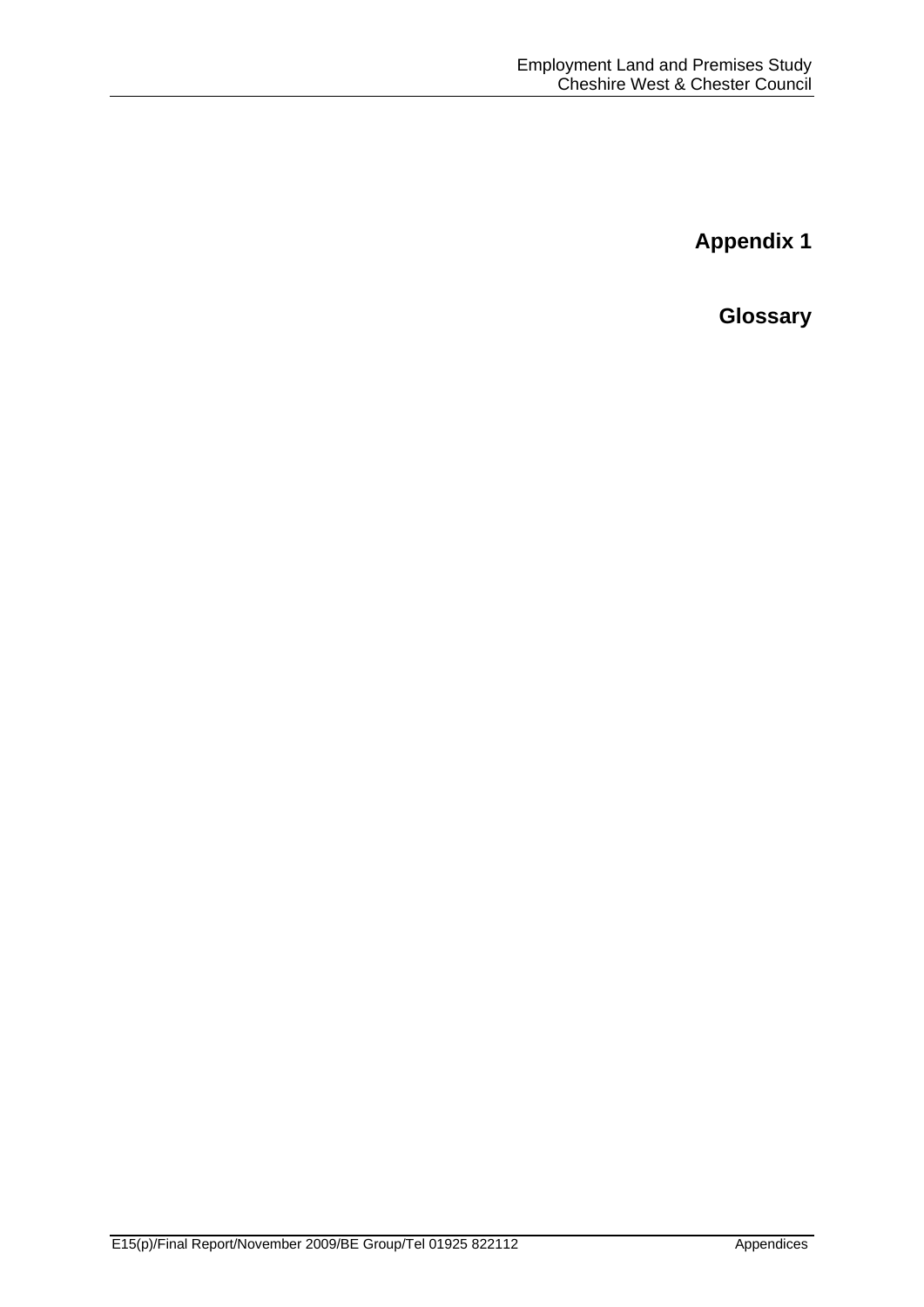# Appendix 1

## Glossary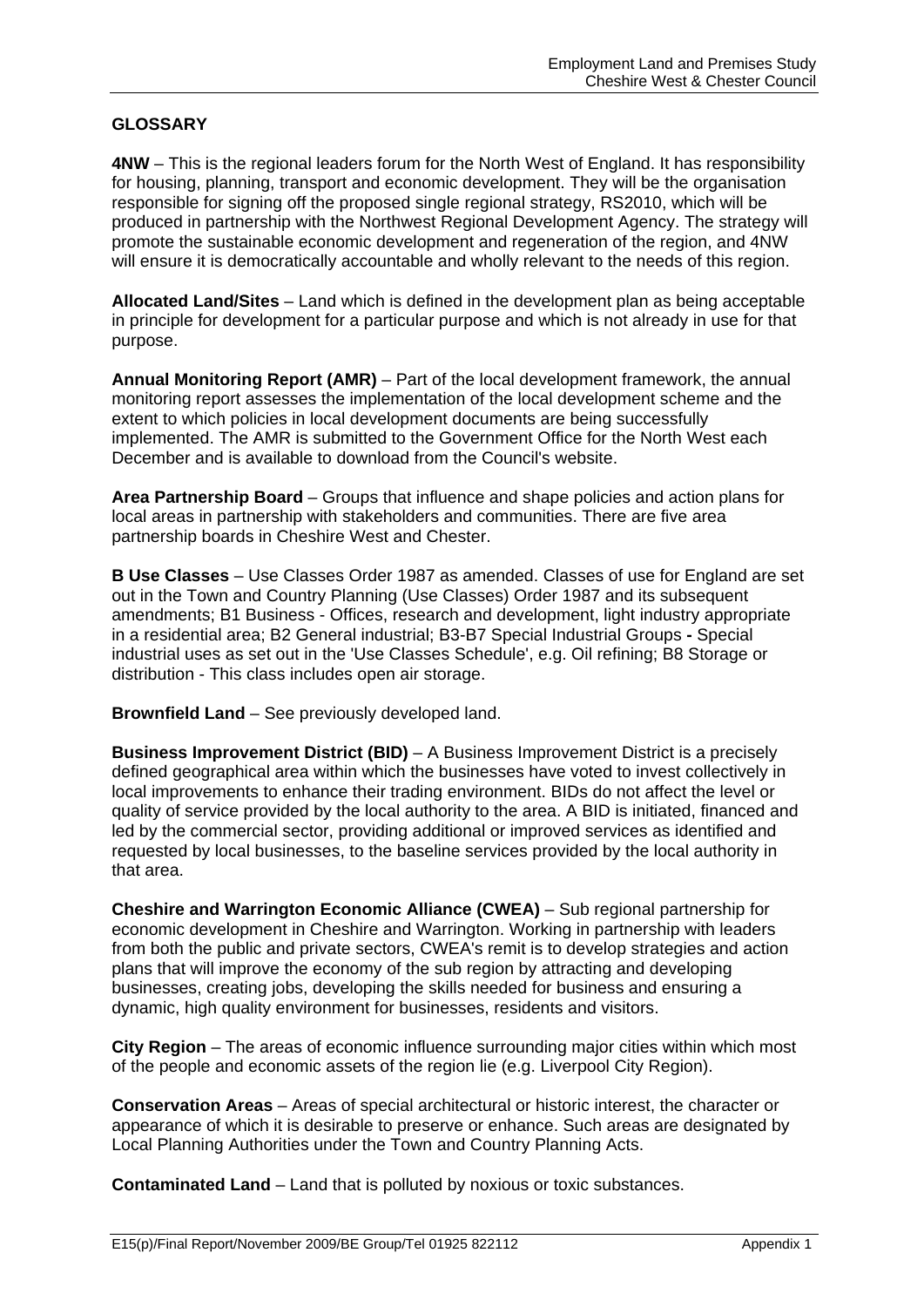## GLOSSARY

**4NW** – This is the regional leaders forum for the North West of England. It has responsibility for housing, planning, transport and economic development. They will be the organisation responsible for signing off the proposed single regional strategy, RS2010, which will be produced in partnership with the Northwest Regional Development Agency. The strategy will promote the sustainable economic development and regeneration of the region, and 4NW will ensure it is democratically accountable and wholly relevant to the needs of this region.

**Allocated Land/Sites** – Land which is defined in the development plan as being acceptable in principle for development for a particular purpose and which is not already in use for that purpose.

**Annual Monitoring Report (AMR)** – Part of the local development framework, the annual monitoring report assesses the implementation of the local development scheme and the extent to which policies in local development documents are being successfully implemented. The AMR is submitted to the Government Office for the North West each December and is available to download from the Council's website.

**Area Partnership Board** – Groups that influence and shape policies and action plans for local areas in partnership with stakeholders and communities. There are five area partnership boards in Cheshire West and Chester.

**B Use Classes** – Use Classes Order 1987 as amended. Classes of use for England are set out in the Town and Country Planning (Use Classes) Order 1987 and its subsequent amendments; B1 Business - Offices, research and development, light industry appropriate in a residential area; B2 General industrial; B3-B7 Special Industrial Groups **-** Special industrial uses as set out in the 'Use Classes Schedule', e.g. Oil refining; B8 Storage or distribution - This class includes open air storage.

**Brownfield Land** – See previously developed land.

**Business Improvement District (BID)** – A Business Improvement District is a precisely defined geographical area within which the businesses have voted to invest collectively in local improvements to enhance their trading environment. BIDs do not affect the level or quality of service provided by the local authority to the area. A BID is initiated, financed and led by the commercial sector, providing additional or improved services as identified and requested by local businesses, to the baseline services provided by the local authority in that area.

**Cheshire and Warrington Economic Alliance (CWEA)** – Sub regional partnership for economic development in Cheshire and Warrington. Working in partnership with leaders from both the public and private sectors, CWEA's remit is to develop strategies and action plans that will improve the economy of the sub region by attracting and developing businesses, creating jobs, developing the skills needed for business and ensuring a dynamic, high quality environment for businesses, residents and visitors.

**City Region** – The areas of economic influence surrounding major cities within which most of the people and economic assets of the region lie (e.g. Liverpool City Region).

**Conservation Areas** – Areas of special architectural or historic interest, the character or appearance of which it is desirable to preserve or enhance. Such areas are designated by Local Planning Authorities under the Town and Country Planning Acts.

**Contaminated Land** – Land that is polluted by noxious or toxic substances.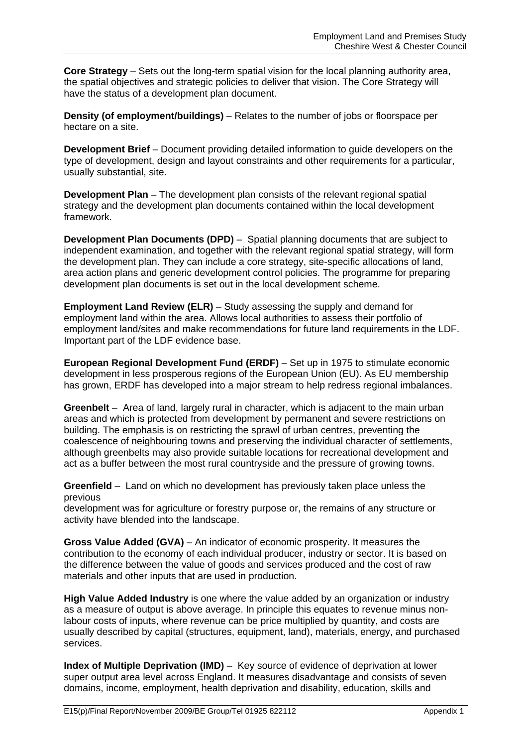**Core Strategy** – Sets out the long-term spatial vision for the local planning authority area, the spatial objectives and strategic policies to deliver that vision. The Core Strategy will have the status of a development plan document.

**Density (of employment/buildings)** – Relates to the number of jobs or floorspace per hectare on a site.

**Development Brief** – Document providing detailed information to guide developers on the type of development, design and layout constraints and other requirements for a particular, usually substantial, site.

**Development Plan** – The development plan consists of the relevant regional spatial strategy and the development plan documents contained within the local development framework.

**Development Plan Documents (DPD)** – Spatial planning documents that are subject to independent examination, and together with the relevant regional spatial strategy, will form the development plan. They can include a core strategy, site-specific allocations of land, area action plans and generic development control policies. The programme for preparing development plan documents is set out in the local development scheme.

**Employment Land Review (ELR)** – Study assessing the supply and demand for employment land within the area. Allows local authorities to assess their portfolio of employment land/sites and make recommendations for future land requirements in the LDF. Important part of the LDF evidence base.

**European Regional Development Fund (ERDF)** – Set up in 1975 to stimulate economic development in less prosperous regions of the European Union (EU). As EU membership has grown, ERDF has developed into a major stream to help redress regional imbalances.

**Greenbelt** – Area of land, largely rural in character, which is adjacent to the main urban areas and which is protected from development by permanent and severe restrictions on building. The emphasis is on restricting the sprawl of urban centres, preventing the coalescence of neighbouring towns and preserving the individual character of settlements, although greenbelts may also provide suitable locations for recreational development and act as a buffer between the most rural countryside and the pressure of growing towns.

**Greenfield** – Land on which no development has previously taken place unless the previous development was for agriculture or forestry purpose or, the remains of any structure or activity have blended into the landscape.

**Gross Value Added (GVA)** – An indicator of economic prosperity. It measures the contribution to the economy of each individual producer, industry or sector. It is based on the difference between the value of goods and services produced and the cost of raw materials and other inputs that are used in production.

**High Value Added Industry** is one where the value added by an organization or industry as a measure of output is above average. In principle this equates to revenue minus non-labour costs of inputs, where revenue can be price multiplied by quantity, and costs are usually described by capital (structures, equipment, land), materials, energy, and purchased services.

**Index of Multiple Deprivation (IMD)** – Key source of evidence of deprivation at lower super output area level across England. It measures disadvantage and consists of seven domains, income, employment, health deprivation and disability, education, skills and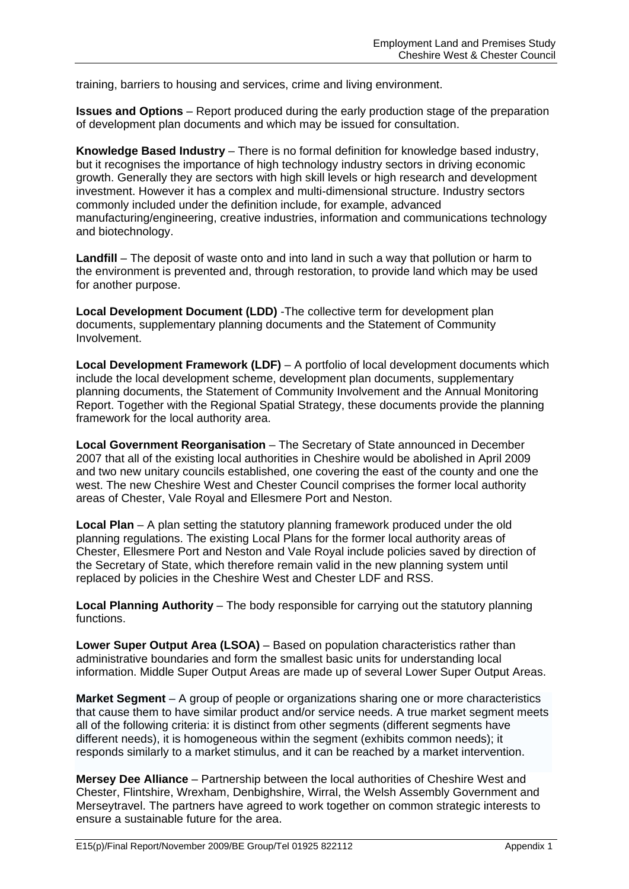training, barriers to housing and services, crime and living environment.

**Issues and Options** – Report produced during the early production stage of the preparation of development plan documents and which may be issued for consultation.

**Knowledge Based Industry** – There is no formal definition for knowledge based industry, but it recognises the importance of high technology industry sectors in driving economic growth. Generally they are sectors with high skill levels or high research and development investment. However it has a complex and multi-dimensional structure. Industry sectors commonly included under the definition include, for example, advanced manufacturing/engineering, creative industries, information and communications technology and biotechnology.

**Landfill** – The deposit of waste onto and into land in such a way that pollution or harm to the environment is prevented and, through restoration, to provide land which may be used for another purpose.

**Local Development Document (LDD)** -The collective term for development plan documents, supplementary planning documents and the Statement of Community Involvement.

**Local Development Framework (LDF)** – A portfolio of local development documents which include the local development scheme, development plan documents, supplementary planning documents, the Statement of Community Involvement and the Annual Monitoring Report. Together with the Regional Spatial Strategy, these documents provide the planning framework for the local authority area.

**Local Government Reorganisation** – The Secretary of State announced in December 2007 that all of the existing local authorities in Cheshire would be abolished in April 2009 and two new unitary councils established, one covering the east of the county and one the west. The new Cheshire West and Chester Council comprises the former local authority areas of Chester, Vale Royal and Ellesmere Port and Neston.

**Local Plan** – A plan setting the statutory planning framework produced under the old planning regulations. The existing Local Plans for the former local authority areas of Chester, Ellesmere Port and Neston and Vale Royal include policies saved by direction of the Secretary of State, which therefore remain valid in the new planning system until replaced by policies in the Cheshire West and Chester LDF and RSS.

**Local Planning Authority** – The body responsible for carrying out the statutory planning functions.

**Lower Super Output Area (LSOA)** – Based on population characteristics rather than administrative boundaries and form the smallest basic units for understanding local information. Middle Super Output Areas are made up of several Lower Super Output Areas.

**Market Segment** – A group of people or organizations sharing one or more characteristics that cause them to have similar product and/or service needs. A true market segment meets all of the following criteria: it is distinct from other segments (different segments have different needs), it is homogeneous within the segment (exhibits common needs); it responds similarly to a market stimulus, and it can be reached by a market intervention.

**Mersey Dee Alliance** – Partnership between the local authorities of Cheshire West and Chester, Flintshire, Wrexham, Denbighshire, Wirral, the Welsh Assembly Government and Merseytravel. The partners have agreed to work together on common strategic interests to ensure a sustainable future for the area.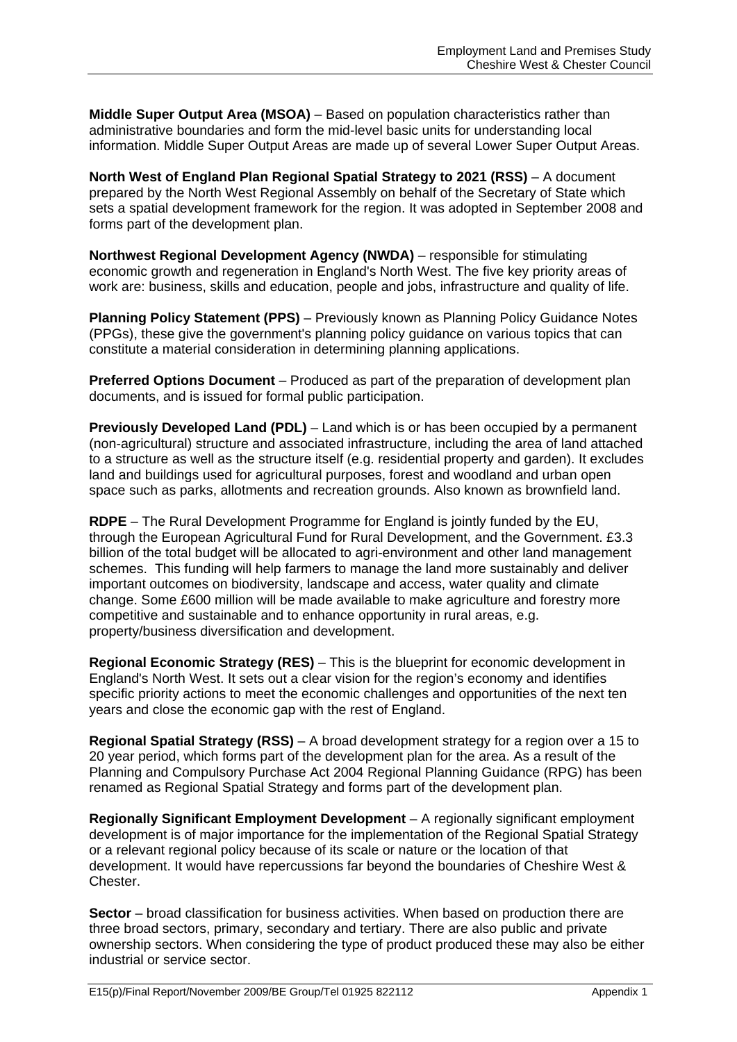**Middle Super Output Area (MSOA)** – Based on population characteristics rather than administrative boundaries and form the mid-level basic units for understanding local information. Middle Super Output Areas are made up of several Lower Super Output Areas.

**North West of England Plan Regional Spatial Strategy to 2021 (RSS)** – A document prepared by the North West Regional Assembly on behalf of the Secretary of State which sets a spatial development framework for the region. It was adopted in September 2008 and forms part of the development plan.

**Northwest Regional Development Agency (NWDA)** – responsible for stimulating economic growth and regeneration in England's North West. The five key priority areas of work are: business, skills and education, people and jobs, infrastructure and quality of life.

**Planning Policy Statement (PPS)** – Previously known as Planning Policy Guidance Notes (PPGs), these give the government's planning policy guidance on various topics that can constitute a material consideration in determining planning applications.

**Preferred Options Document** – Produced as part of the preparation of development plan documents, and is issued for formal public participation.

**Previously Developed Land (PDL)** – Land which is or has been occupied by a permanent (non-agricultural) structure and associated infrastructure, including the area of land attached to a structure as well as the structure itself (e.g. residential property and garden). It excludes land and buildings used for agricultural purposes, forest and woodland and urban open space such as parks, allotments and recreation grounds. Also known as brownfield land.

**RDPE** – The Rural Development Programme for England is jointly funded by the EU, through the European Agricultural Fund for Rural Development, and the Government. £3.3 billion of the total budget will be allocated to agri-environment and other land management schemes. This funding will help farmers to manage the land more sustainably and deliver important outcomes on biodiversity, landscape and access, water quality and climate change. Some £600 million will be made available to make agriculture and forestry more competitive and sustainable and to enhance opportunity in rural areas, e.g. property/business diversification and development.

**Regional Economic Strategy (RES)** – This is the blueprint for economic development in England's North West. It sets out a clear vision for the region's economy and identifies specific priority actions to meet the economic challenges and opportunities of the next ten years and close the economic gap with the rest of England.

**Regional Spatial Strategy (RSS)** – A broad development strategy for a region over a 15 to 20 year period, which forms part of the development plan for the area. As a result of the Planning and Compulsory Purchase Act 2004 Regional Planning Guidance (RPG) has been renamed as Regional Spatial Strategy and forms part of the development plan.

**Regionally Significant Employment Development** – A regionally significant employment development is of major importance for the implementation of the Regional Spatial Strategy or a relevant regional policy because of its scale or nature or the location of that development. It would have repercussions far beyond the boundaries of Cheshire West & Chester.

**Sector** – broad classification for business activities. When based on production there are three broad sectors, primary, secondary and tertiary. There are also public and private ownership sectors. When considering the type of product produced these may also be either industrial or service sector.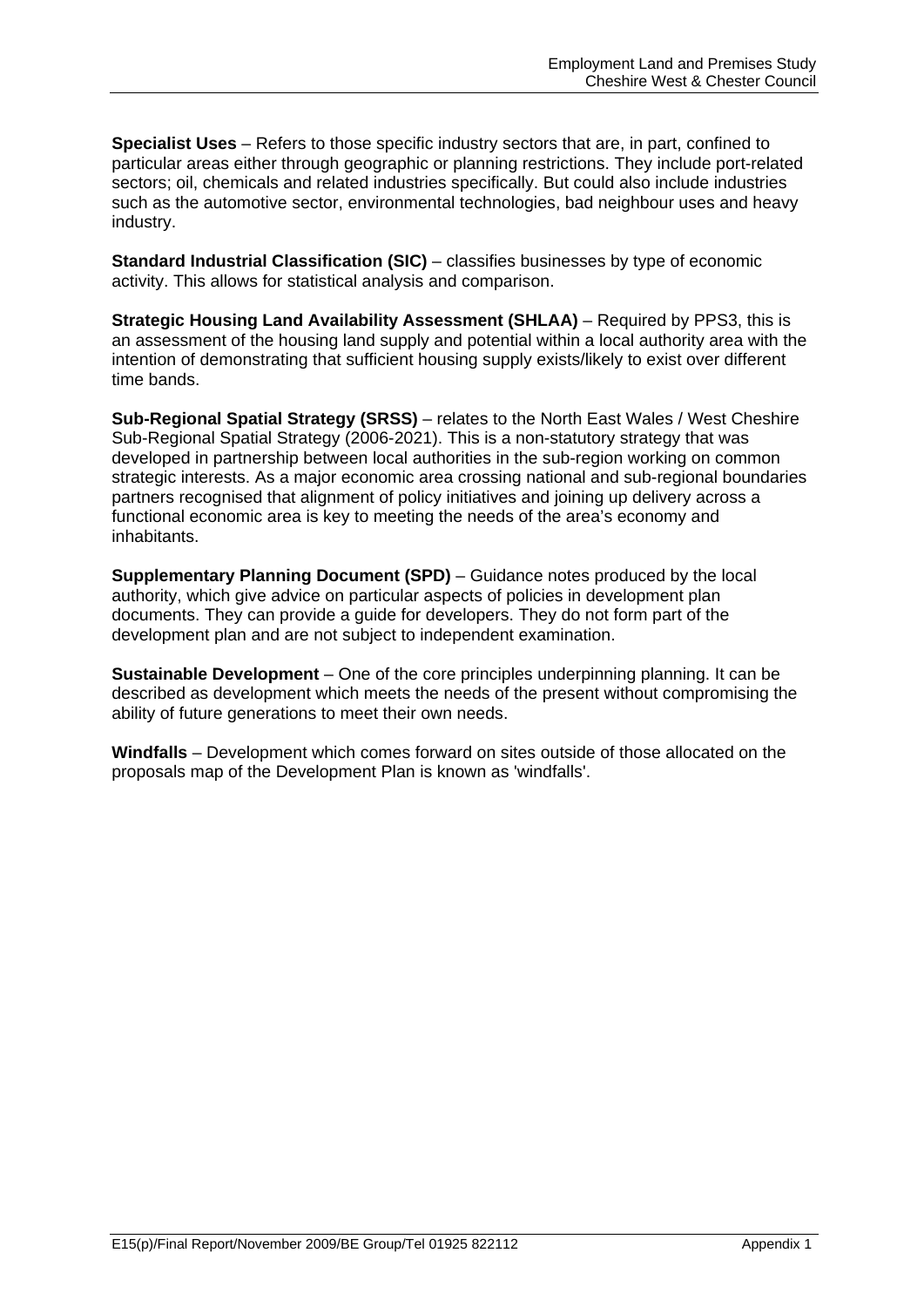**Specialist Uses** – Refers to those specific industry sectors that are, in part, confined to particular areas either through geographic or planning restrictions. They include port-related sectors; oil, chemicals and related industries specifically. But could also include industries such as the automotive sector, environmental technologies, bad neighbour uses and heavy industry.

**Standard Industrial Classification (SIC)** – classifies businesses by type of economic activity. This allows for statistical analysis and comparison.

**Strategic Housing Land Availability Assessment (SHLAA)** – Required by PPS3, this is an assessment of the housing land supply and potential within a local authority area with the intention of demonstrating that sufficient housing supply exists/likely to exist over different time bands.

**Sub-Regional Spatial Strategy (SRSS)** – relates to the North East Wales / West Cheshire Sub-Regional Spatial Strategy (2006-2021). This is a non-statutory strategy that was developed in partnership between local authorities in the sub-region working on common strategic interests. As a major economic area crossing national and sub-regional boundaries partners recognised that alignment of policy initiatives and joining up delivery across a functional economic area is key to meeting the needs of the area's economy and inhabitants.

**Supplementary Planning Document (SPD)** – Guidance notes produced by the local authority, which give advice on particular aspects of policies in development plan documents. They can provide a guide for developers. They do not form part of the development plan and are not subject to independent examination.

**Sustainable Development** – One of the core principles underpinning planning. It can be described as development which meets the needs of the present without compromising the ability of future generations to meet their own needs.

**Windfalls** – Development which comes forward on sites outside of those allocated on the proposals map of the Development Plan is known as 'windfalls'.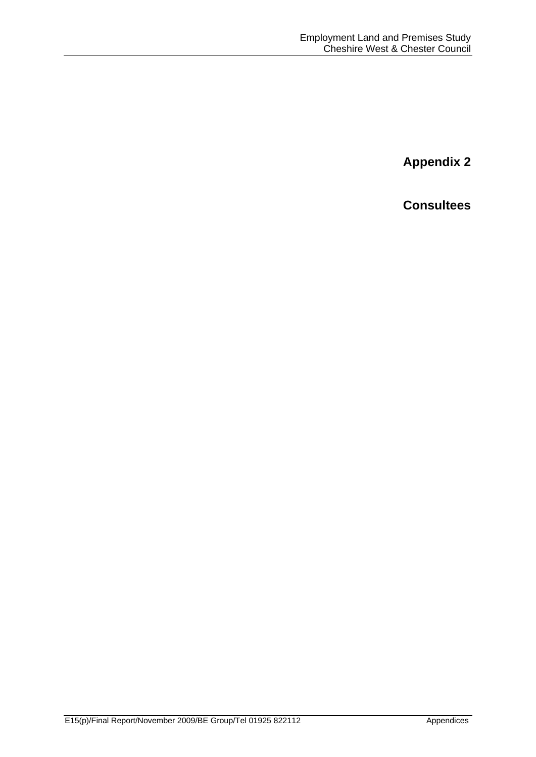# Appendix 2

# Consultees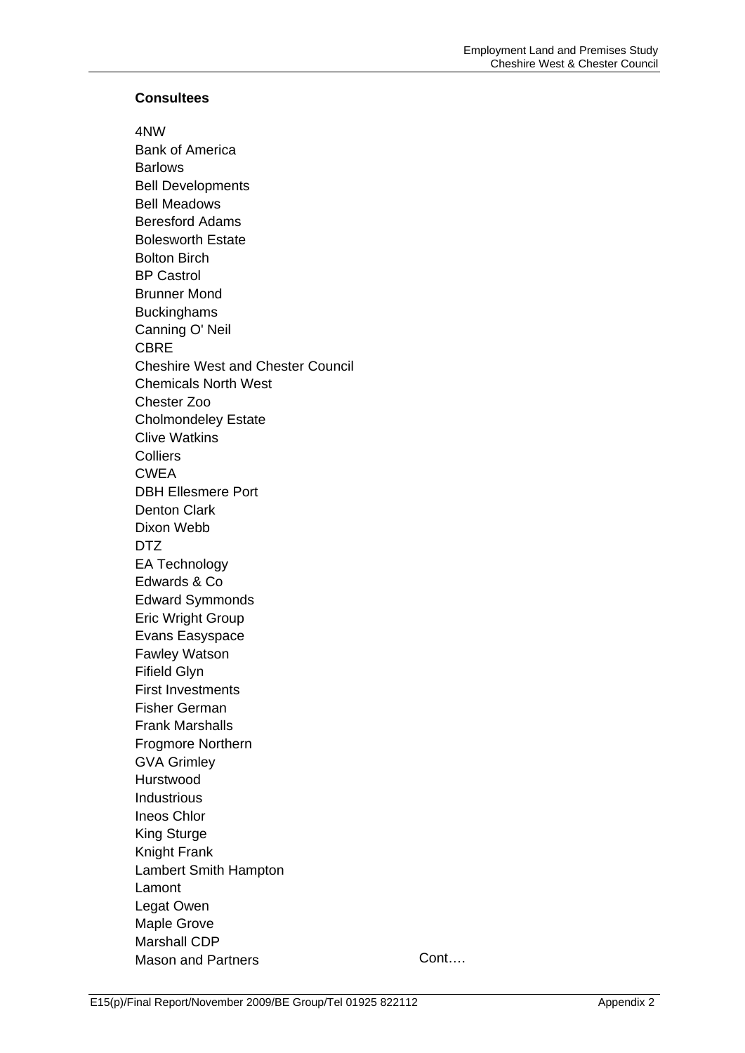**Consultees**

4NW
Bank of America
Barlows
Bell Developments
Bell Meadows
Beresford Adams
Bolesworth Estate
Bolton Birch
BP Castrol
Brunner Mond
Buckinghams
Canning O' Neil
CBRE
Cheshire West and Chester Council
Chemicals North West
Chester Zoo
Cholmondeley Estate
Clive Watkins
Colliers
CWEA
DBH Ellesmere Port
Denton Clark
Dixon Webb
DTZ
EA Technology
Edwards & Co
Edward Symmonds
Eric Wright Group
Evans Easyspace
Fawley Watson
Fifield Glyn
First Investments
Fisher German
Frank Marshalls
Frogmore Northern
GVA Grimley
Hurstwood
Industrious
Ineos Chlor
King Sturge
Knight Frank
Lambert Smith Hampton
Lamont
Legat Owen
Maple Grove
Marshall CDP
Mason and Partners

Cont….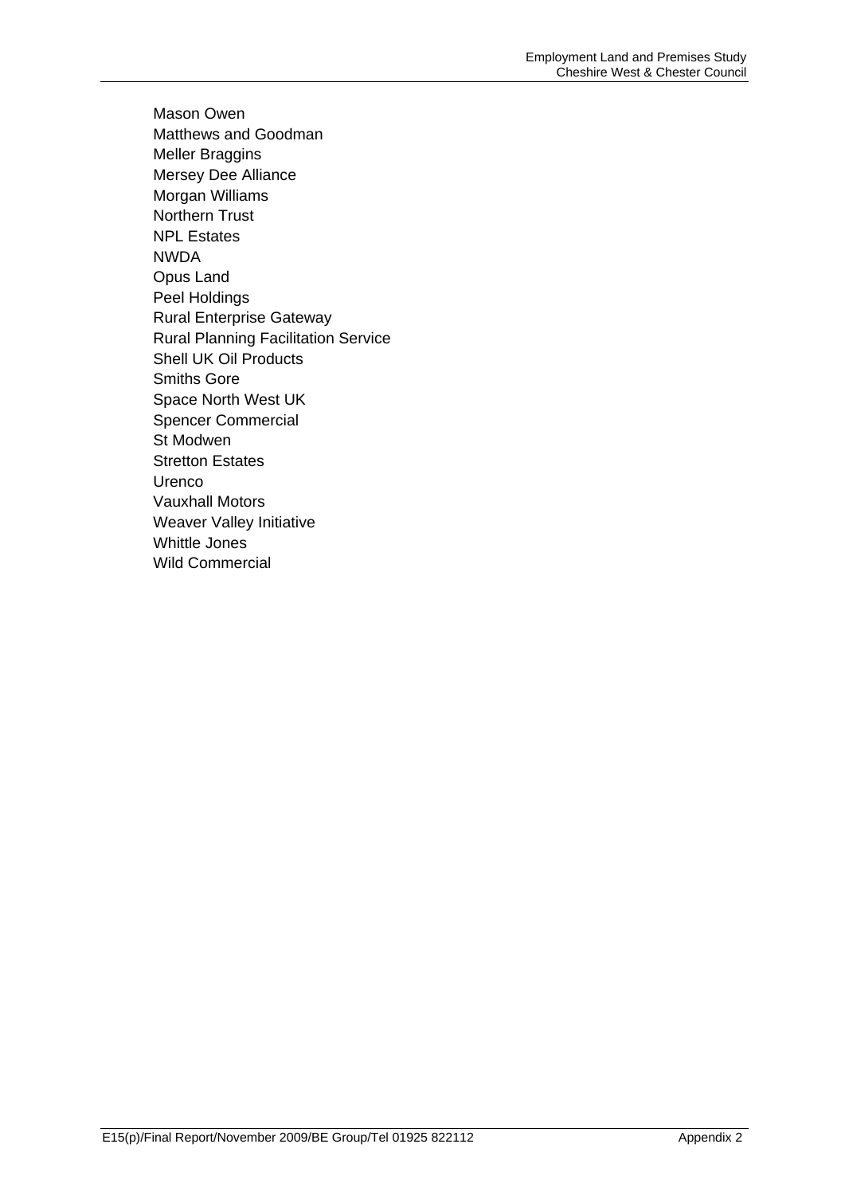Mason Owen
Matthews and Goodman
Meller Braggins
Mersey Dee Alliance
Morgan Williams
Northern Trust
NPL Estates
NWDA
Opus Land
Peel Holdings
Rural Enterprise Gateway
Rural Planning Facilitation Service
Shell UK Oil Products
Smiths Gore
Space North West UK
Spencer Commercial
St Modwen
Stretton Estates
Urenco
Vauxhall Motors
Weaver Valley Initiative
Whittle Jones
Wild Commercial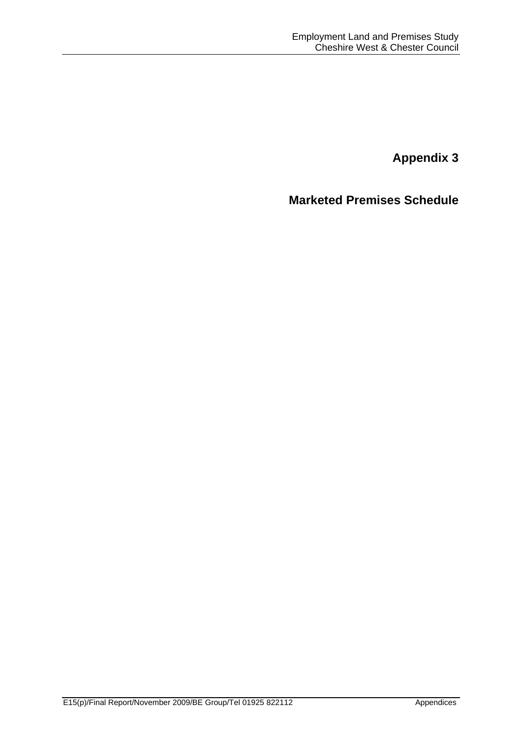# Appendix 3

# Marketed Premises Schedule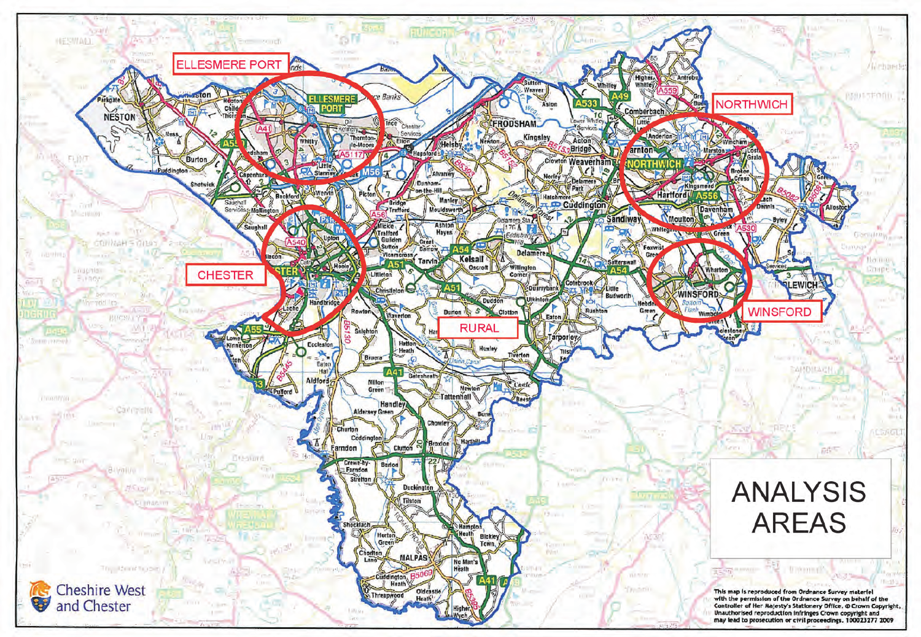# ANALYSIS AREAS

ELLESMERE PORT

CHESTER

NORTHWICH

WINSFORD

RURAL

Cheshire West and Chester

This map is reproduced from Ordnance Survey material with the permission of the Ordnance Survey on behalf of the Controller of Her Majesty's Stationery Office. © Crown Copyright. Unauthorised reproduction infringes Crown copyright and may lead to prosecution or civil proceedings. 100023277 2009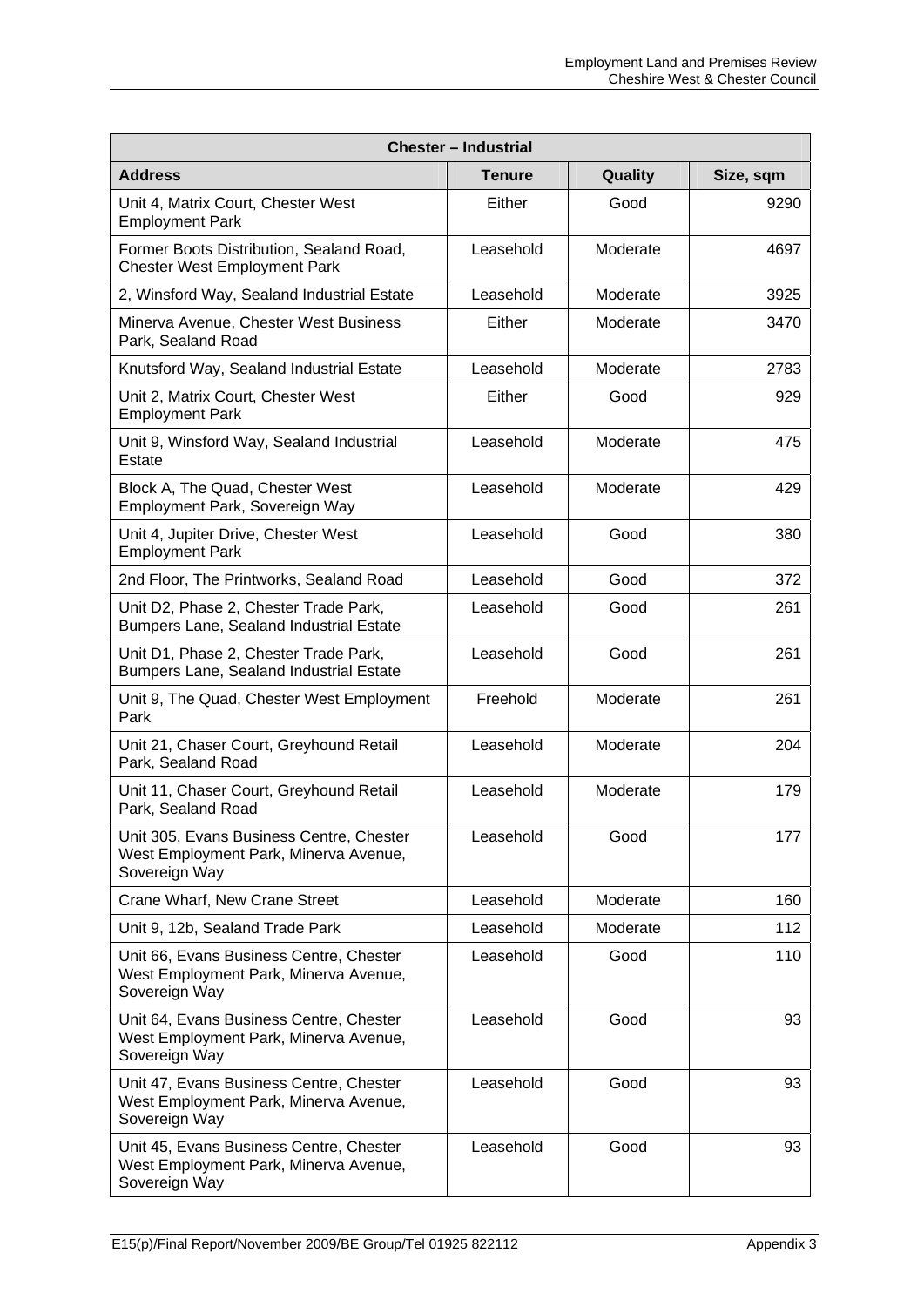| Chester – Industrial | | | |
|---|---|---|---|
| **Address** | **Tenure** | **Quality** | **Size, sqm** |
| Unit 4, Matrix Court, Chester West Employment Park | Either | Good | 9290 |
| Former Boots Distribution, Sealand Road, Chester West Employment Park | Leasehold | Moderate | 4697 |
| 2, Winsford Way, Sealand Industrial Estate | Leasehold | Moderate | 3925 |
| Minerva Avenue, Chester West Business Park, Sealand Road | Either | Moderate | 3470 |
| Knutsford Way, Sealand Industrial Estate | Leasehold | Moderate | 2783 |
| Unit 2, Matrix Court, Chester West Employment Park | Either | Good | 929 |
| Unit 9, Winsford Way, Sealand Industrial Estate | Leasehold | Moderate | 475 |
| Block A, The Quad, Chester West Employment Park, Sovereign Way | Leasehold | Moderate | 429 |
| Unit 4, Jupiter Drive, Chester West Employment Park | Leasehold | Good | 380 |
| 2nd Floor, The Printworks, Sealand Road | Leasehold | Good | 372 |
| Unit D2, Phase 2, Chester Trade Park, Bumpers Lane, Sealand Industrial Estate | Leasehold | Good | 261 |
| Unit D1, Phase 2, Chester Trade Park, Bumpers Lane, Sealand Industrial Estate | Leasehold | Good | 261 |
| Unit 9, The Quad, Chester West Employment Park | Freehold | Moderate | 261 |
| Unit 21, Chaser Court, Greyhound Retail Park, Sealand Road | Leasehold | Moderate | 204 |
| Unit 11, Chaser Court, Greyhound Retail Park, Sealand Road | Leasehold | Moderate | 179 |
| Unit 305, Evans Business Centre, Chester West Employment Park, Minerva Avenue, Sovereign Way | Leasehold | Good | 177 |
| Crane Wharf, New Crane Street | Leasehold | Moderate | 160 |
| Unit 9, 12b, Sealand Trade Park | Leasehold | Moderate | 112 |
| Unit 66, Evans Business Centre, Chester West Employment Park, Minerva Avenue, Sovereign Way | Leasehold | Good | 110 |
| Unit 64, Evans Business Centre, Chester West Employment Park, Minerva Avenue, Sovereign Way | Leasehold | Good | 93 |
| Unit 47, Evans Business Centre, Chester West Employment Park, Minerva Avenue, Sovereign Way | Leasehold | Good | 93 |
| Unit 45, Evans Business Centre, Chester West Employment Park, Minerva Avenue, Sovereign Way | Leasehold | Good | 93 |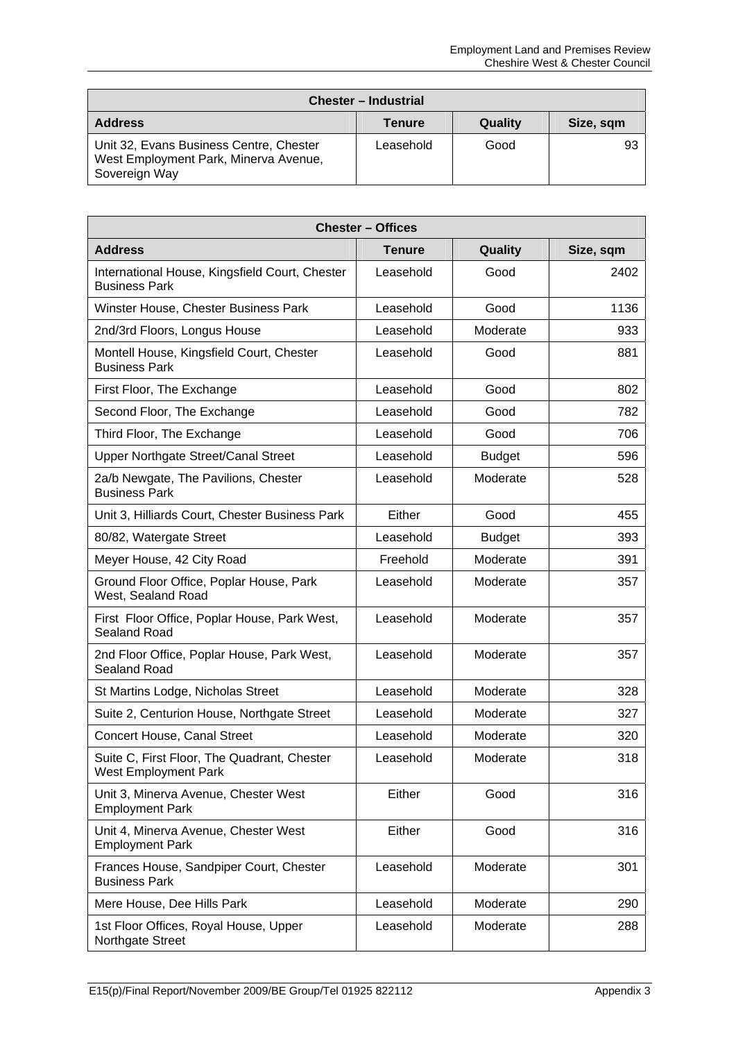| Chester – Industrial | | | |
|---|---|---|---|
| **Address** | **Tenure** | **Quality** | **Size, sqm** |
| Unit 32, Evans Business Centre, Chester West Employment Park, Minerva Avenue, Sovereign Way | Leasehold | Good | 93 |

| Chester – Offices | | | |
|---|---|---|---|
| **Address** | **Tenure** | **Quality** | **Size, sqm** |
| International House, Kingsfield Court, Chester Business Park | Leasehold | Good | 2402 |
| Winster House, Chester Business Park | Leasehold | Good | 1136 |
| 2nd/3rd Floors, Longus House | Leasehold | Moderate | 933 |
| Montell House, Kingsfield Court, Chester Business Park | Leasehold | Good | 881 |
| First Floor, The Exchange | Leasehold | Good | 802 |
| Second Floor, The Exchange | Leasehold | Good | 782 |
| Third Floor, The Exchange | Leasehold | Good | 706 |
| Upper Northgate Street/Canal Street | Leasehold | Budget | 596 |
| 2a/b Newgate, The Pavilions, Chester Business Park | Leasehold | Moderate | 528 |
| Unit 3, Hilliards Court, Chester Business Park | Either | Good | 455 |
| 80/82, Watergate Street | Leasehold | Budget | 393 |
| Meyer House, 42 City Road | Freehold | Moderate | 391 |
| Ground Floor Office, Poplar House, Park West, Sealand Road | Leasehold | Moderate | 357 |
| First Floor Office, Poplar House, Park West, Sealand Road | Leasehold | Moderate | 357 |
| 2nd Floor Office, Poplar House, Park West, Sealand Road | Leasehold | Moderate | 357 |
| St Martins Lodge, Nicholas Street | Leasehold | Moderate | 328 |
| Suite 2, Centurion House, Northgate Street | Leasehold | Moderate | 327 |
| Concert House, Canal Street | Leasehold | Moderate | 320 |
| Suite C, First Floor, The Quadrant, Chester West Employment Park | Leasehold | Moderate | 318 |
| Unit 3, Minerva Avenue, Chester West Employment Park | Either | Good | 316 |
| Unit 4, Minerva Avenue, Chester West Employment Park | Either | Good | 316 |
| Frances House, Sandpiper Court, Chester Business Park | Leasehold | Moderate | 301 |
| Mere House, Dee Hills Park | Leasehold | Moderate | 290 |
| 1st Floor Offices, Royal House, Upper Northgate Street | Leasehold | Moderate | 288 |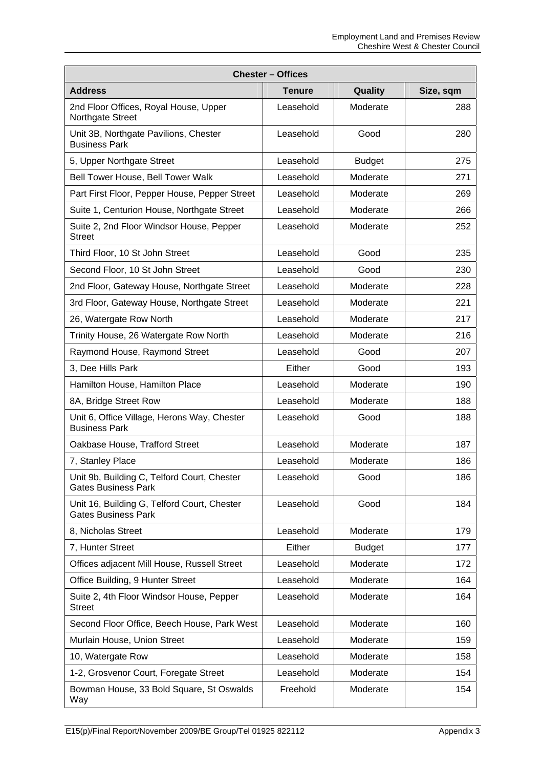| Chester – Offices | | | |
|---|---|---|---|
| **Address** | **Tenure** | **Quality** | **Size, sqm** |
| 2nd Floor Offices, Royal House, Upper Northgate Street | Leasehold | Moderate | 288 |
| Unit 3B, Northgate Pavilions, Chester Business Park | Leasehold | Good | 280 |
| 5, Upper Northgate Street | Leasehold | Budget | 275 |
| Bell Tower House, Bell Tower Walk | Leasehold | Moderate | 271 |
| Part First Floor, Pepper House, Pepper Street | Leasehold | Moderate | 269 |
| Suite 1, Centurion House, Northgate Street | Leasehold | Moderate | 266 |
| Suite 2, 2nd Floor Windsor House, Pepper Street | Leasehold | Moderate | 252 |
| Third Floor, 10 St John Street | Leasehold | Good | 235 |
| Second Floor, 10 St John Street | Leasehold | Good | 230 |
| 2nd Floor, Gateway House, Northgate Street | Leasehold | Moderate | 228 |
| 3rd Floor, Gateway House, Northgate Street | Leasehold | Moderate | 221 |
| 26, Watergate Row North | Leasehold | Moderate | 217 |
| Trinity House, 26 Watergate Row North | Leasehold | Moderate | 216 |
| Raymond House, Raymond Street | Leasehold | Good | 207 |
| 3, Dee Hills Park | Either | Good | 193 |
| Hamilton House, Hamilton Place | Leasehold | Moderate | 190 |
| 8A, Bridge Street Row | Leasehold | Moderate | 188 |
| Unit 6, Office Village, Herons Way, Chester Business Park | Leasehold | Good | 188 |
| Oakbase House, Trafford Street | Leasehold | Moderate | 187 |
| 7, Stanley Place | Leasehold | Moderate | 186 |
| Unit 9b, Building C, Telford Court, Chester Gates Business Park | Leasehold | Good | 186 |
| Unit 16, Building G, Telford Court, Chester Gates Business Park | Leasehold | Good | 184 |
| 8, Nicholas Street | Leasehold | Moderate | 179 |
| 7, Hunter Street | Either | Budget | 177 |
| Offices adjacent Mill House, Russell Street | Leasehold | Moderate | 172 |
| Office Building, 9 Hunter Street | Leasehold | Moderate | 164 |
| Suite 2, 4th Floor Windsor House, Pepper Street | Leasehold | Moderate | 164 |
| Second Floor Office, Beech House, Park West | Leasehold | Moderate | 160 |
| Murlain House, Union Street | Leasehold | Moderate | 159 |
| 10, Watergate Row | Leasehold | Moderate | 158 |
| 1-2, Grosvenor Court, Foregate Street | Leasehold | Moderate | 154 |
| Bowman House, 33 Bold Square, St Oswalds Way | Freehold | Moderate | 154 |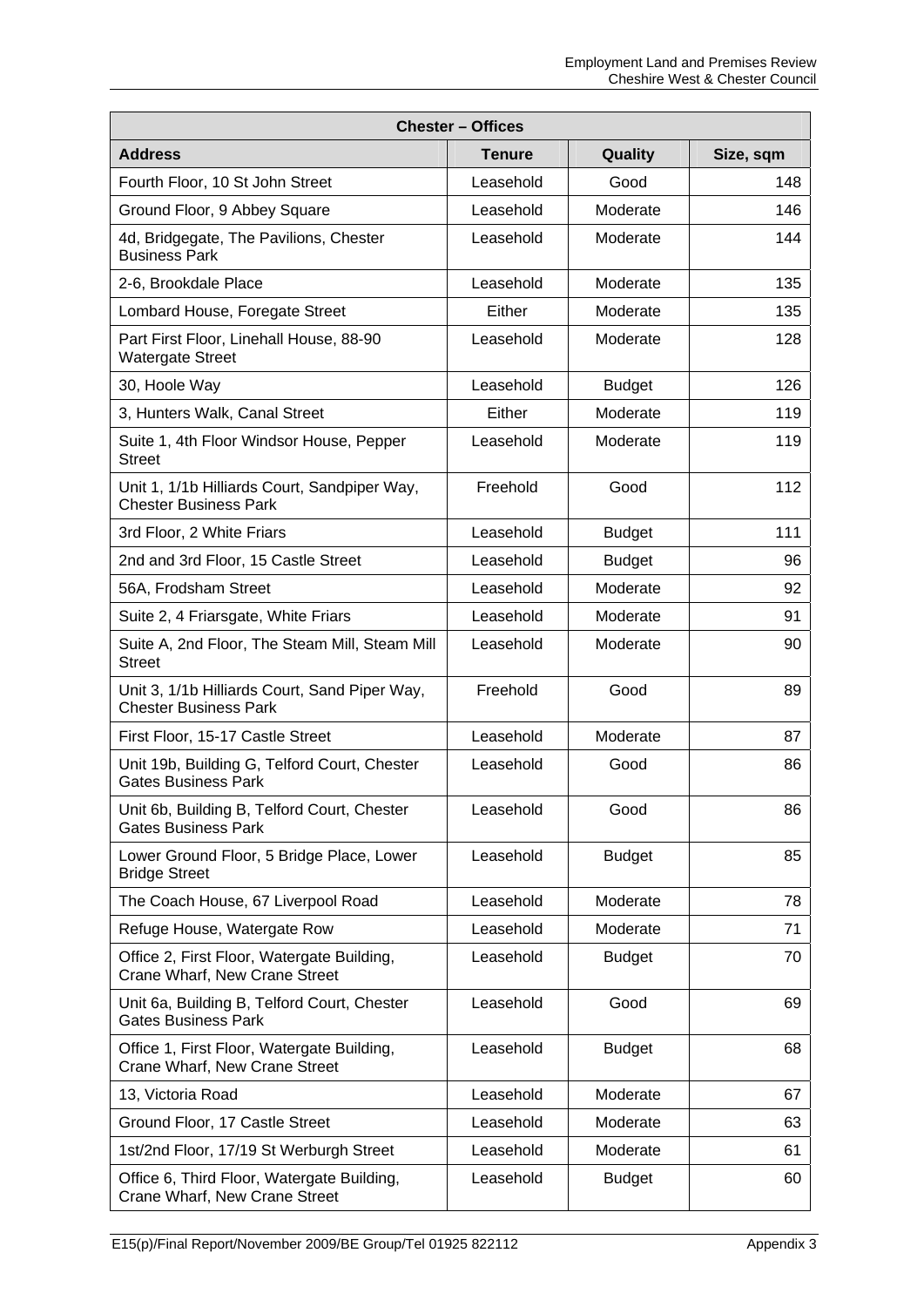| Chester – Offices | | | |
|---|---|---|---|
| **Address** | **Tenure** | **Quality** | **Size, sqm** |
| Fourth Floor, 10 St John Street | Leasehold | Good | 148 |
| Ground Floor, 9 Abbey Square | Leasehold | Moderate | 146 |
| 4d, Bridgegate, The Pavilions, Chester Business Park | Leasehold | Moderate | 144 |
| 2-6, Brookdale Place | Leasehold | Moderate | 135 |
| Lombard House, Foregate Street | Either | Moderate | 135 |
| Part First Floor, Linehall House, 88-90 Watergate Street | Leasehold | Moderate | 128 |
| 30, Hoole Way | Leasehold | Budget | 126 |
| 3, Hunters Walk, Canal Street | Either | Moderate | 119 |
| Suite 1, 4th Floor Windsor House, Pepper Street | Leasehold | Moderate | 119 |
| Unit 1, 1/1b Hilliards Court, Sandpiper Way, Chester Business Park | Freehold | Good | 112 |
| 3rd Floor, 2 White Friars | Leasehold | Budget | 111 |
| 2nd and 3rd Floor, 15 Castle Street | Leasehold | Budget | 96 |
| 56A, Frodsham Street | Leasehold | Moderate | 92 |
| Suite 2, 4 Friarsgate, White Friars | Leasehold | Moderate | 91 |
| Suite A, 2nd Floor, The Steam Mill, Steam Mill Street | Leasehold | Moderate | 90 |
| Unit 3, 1/1b Hilliards Court, Sand Piper Way, Chester Business Park | Freehold | Good | 89 |
| First Floor, 15-17 Castle Street | Leasehold | Moderate | 87 |
| Unit 19b, Building G, Telford Court, Chester Gates Business Park | Leasehold | Good | 86 |
| Unit 6b, Building B, Telford Court, Chester Gates Business Park | Leasehold | Good | 86 |
| Lower Ground Floor, 5 Bridge Place, Lower Bridge Street | Leasehold | Budget | 85 |
| The Coach House, 67 Liverpool Road | Leasehold | Moderate | 78 |
| Refuge House, Watergate Row | Leasehold | Moderate | 71 |
| Office 2, First Floor, Watergate Building, Crane Wharf, New Crane Street | Leasehold | Budget | 70 |
| Unit 6a, Building B, Telford Court, Chester Gates Business Park | Leasehold | Good | 69 |
| Office 1, First Floor, Watergate Building, Crane Wharf, New Crane Street | Leasehold | Budget | 68 |
| 13, Victoria Road | Leasehold | Moderate | 67 |
| Ground Floor, 17 Castle Street | Leasehold | Moderate | 63 |
| 1st/2nd Floor, 17/19 St Werburgh Street | Leasehold | Moderate | 61 |
| Office 6, Third Floor, Watergate Building, Crane Wharf, New Crane Street | Leasehold | Budget | 60 |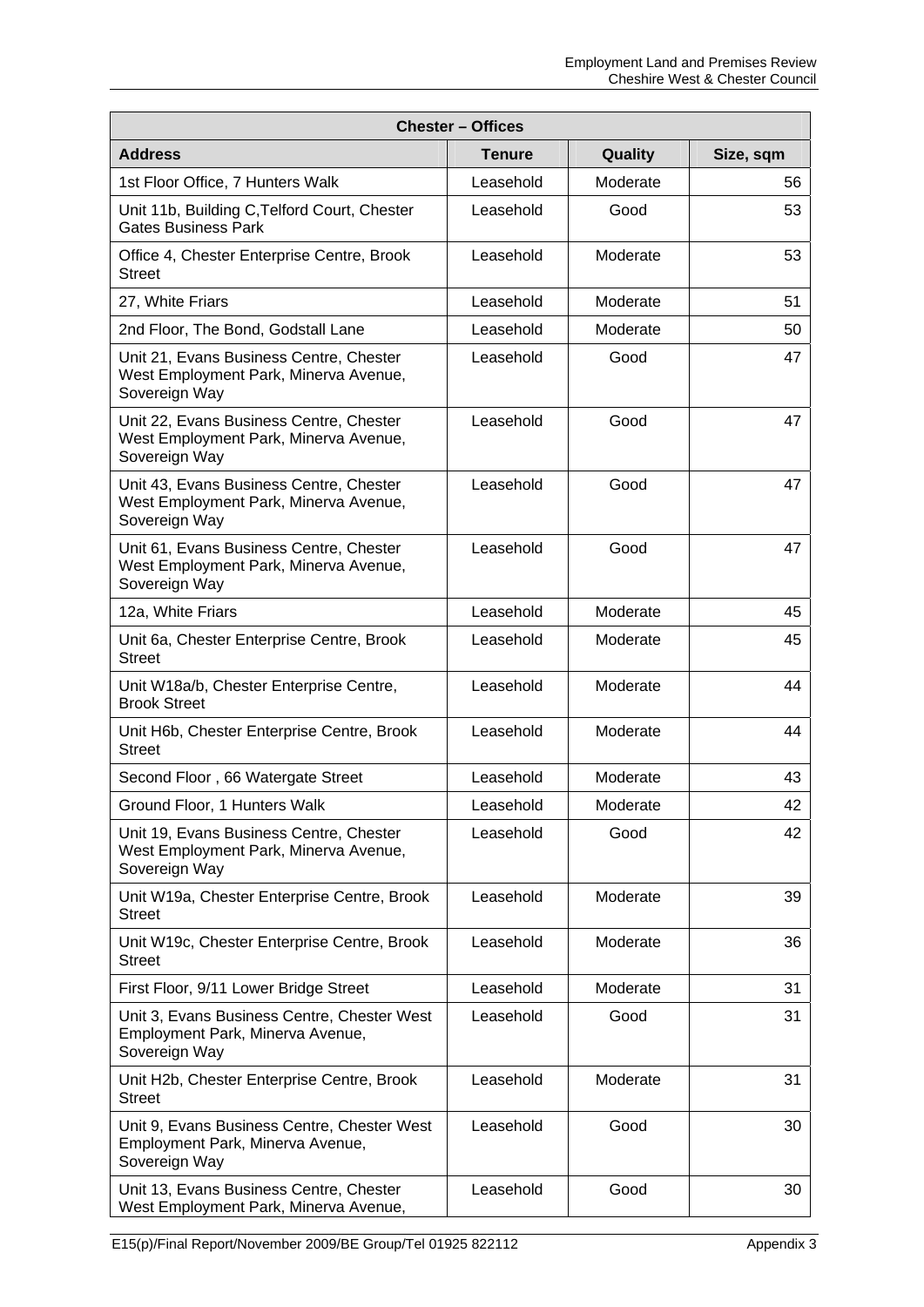| Chester – Offices | | | |
|---|---|---|---|
| **Address** | **Tenure** | **Quality** | **Size, sqm** |
| 1st Floor Office, 7 Hunters Walk | Leasehold | Moderate | 56 |
| Unit 11b, Building C,Telford Court, Chester Gates Business Park | Leasehold | Good | 53 |
| Office 4, Chester Enterprise Centre, Brook Street | Leasehold | Moderate | 53 |
| 27, White Friars | Leasehold | Moderate | 51 |
| 2nd Floor, The Bond, Godstall Lane | Leasehold | Moderate | 50 |
| Unit 21, Evans Business Centre, Chester West Employment Park, Minerva Avenue, Sovereign Way | Leasehold | Good | 47 |
| Unit 22, Evans Business Centre, Chester West Employment Park, Minerva Avenue, Sovereign Way | Leasehold | Good | 47 |
| Unit 43, Evans Business Centre, Chester West Employment Park, Minerva Avenue, Sovereign Way | Leasehold | Good | 47 |
| Unit 61, Evans Business Centre, Chester West Employment Park, Minerva Avenue, Sovereign Way | Leasehold | Good | 47 |
| 12a, White Friars | Leasehold | Moderate | 45 |
| Unit 6a, Chester Enterprise Centre, Brook Street | Leasehold | Moderate | 45 |
| Unit W18a/b, Chester Enterprise Centre, Brook Street | Leasehold | Moderate | 44 |
| Unit H6b, Chester Enterprise Centre, Brook Street | Leasehold | Moderate | 44 |
| Second Floor , 66 Watergate Street | Leasehold | Moderate | 43 |
| Ground Floor, 1 Hunters Walk | Leasehold | Moderate | 42 |
| Unit 19, Evans Business Centre, Chester West Employment Park, Minerva Avenue, Sovereign Way | Leasehold | Good | 42 |
| Unit W19a, Chester Enterprise Centre, Brook Street | Leasehold | Moderate | 39 |
| Unit W19c, Chester Enterprise Centre, Brook Street | Leasehold | Moderate | 36 |
| First Floor, 9/11 Lower Bridge Street | Leasehold | Moderate | 31 |
| Unit 3, Evans Business Centre, Chester West Employment Park, Minerva Avenue, Sovereign Way | Leasehold | Good | 31 |
| Unit H2b, Chester Enterprise Centre, Brook Street | Leasehold | Moderate | 31 |
| Unit 9, Evans Business Centre, Chester West Employment Park, Minerva Avenue, Sovereign Way | Leasehold | Good | 30 |
| Unit 13, Evans Business Centre, Chester West Employment Park, Minerva Avenue, | Leasehold | Good | 30 |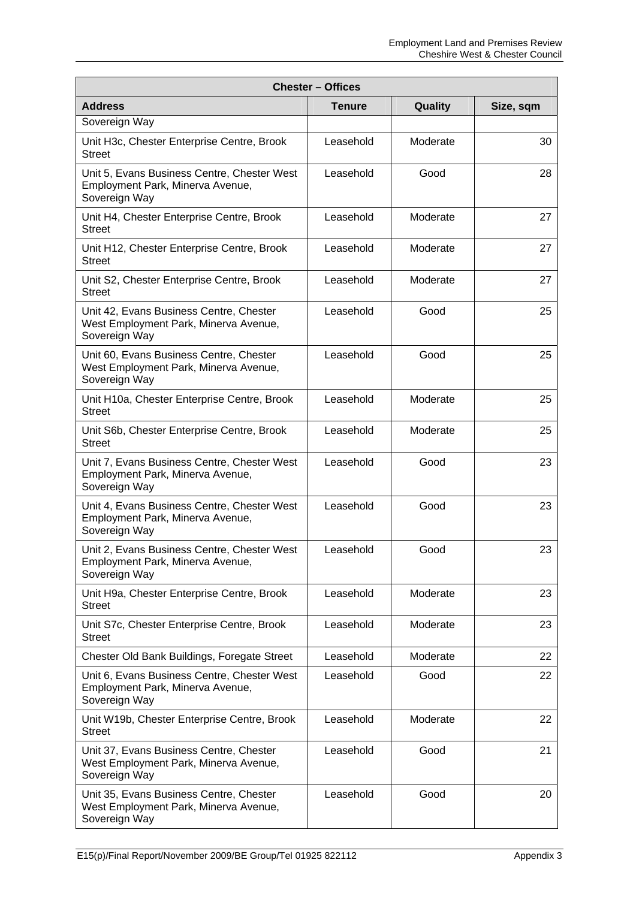| Chester – Offices | | | |
|---|---|---|---|
| **Address** | **Tenure** | **Quality** | **Size, sqm** |
| Sovereign Way | | | |
| Unit H3c, Chester Enterprise Centre, Brook Street | Leasehold | Moderate | 30 |
| Unit 5, Evans Business Centre, Chester West Employment Park, Minerva Avenue, Sovereign Way | Leasehold | Good | 28 |
| Unit H4, Chester Enterprise Centre, Brook Street | Leasehold | Moderate | 27 |
| Unit H12, Chester Enterprise Centre, Brook Street | Leasehold | Moderate | 27 |
| Unit S2, Chester Enterprise Centre, Brook Street | Leasehold | Moderate | 27 |
| Unit 42, Evans Business Centre, Chester West Employment Park, Minerva Avenue, Sovereign Way | Leasehold | Good | 25 |
| Unit 60, Evans Business Centre, Chester West Employment Park, Minerva Avenue, Sovereign Way | Leasehold | Good | 25 |
| Unit H10a, Chester Enterprise Centre, Brook Street | Leasehold | Moderate | 25 |
| Unit S6b, Chester Enterprise Centre, Brook Street | Leasehold | Moderate | 25 |
| Unit 7, Evans Business Centre, Chester West Employment Park, Minerva Avenue, Sovereign Way | Leasehold | Good | 23 |
| Unit 4, Evans Business Centre, Chester West Employment Park, Minerva Avenue, Sovereign Way | Leasehold | Good | 23 |
| Unit 2, Evans Business Centre, Chester West Employment Park, Minerva Avenue, Sovereign Way | Leasehold | Good | 23 |
| Unit H9a, Chester Enterprise Centre, Brook Street | Leasehold | Moderate | 23 |
| Unit S7c, Chester Enterprise Centre, Brook Street | Leasehold | Moderate | 23 |
| Chester Old Bank Buildings, Foregate Street | Leasehold | Moderate | 22 |
| Unit 6, Evans Business Centre, Chester West Employment Park, Minerva Avenue, Sovereign Way | Leasehold | Good | 22 |
| Unit W19b, Chester Enterprise Centre, Brook Street | Leasehold | Moderate | 22 |
| Unit 37, Evans Business Centre, Chester West Employment Park, Minerva Avenue, Sovereign Way | Leasehold | Good | 21 |
| Unit 35, Evans Business Centre, Chester West Employment Park, Minerva Avenue, Sovereign Way | Leasehold | Good | 20 |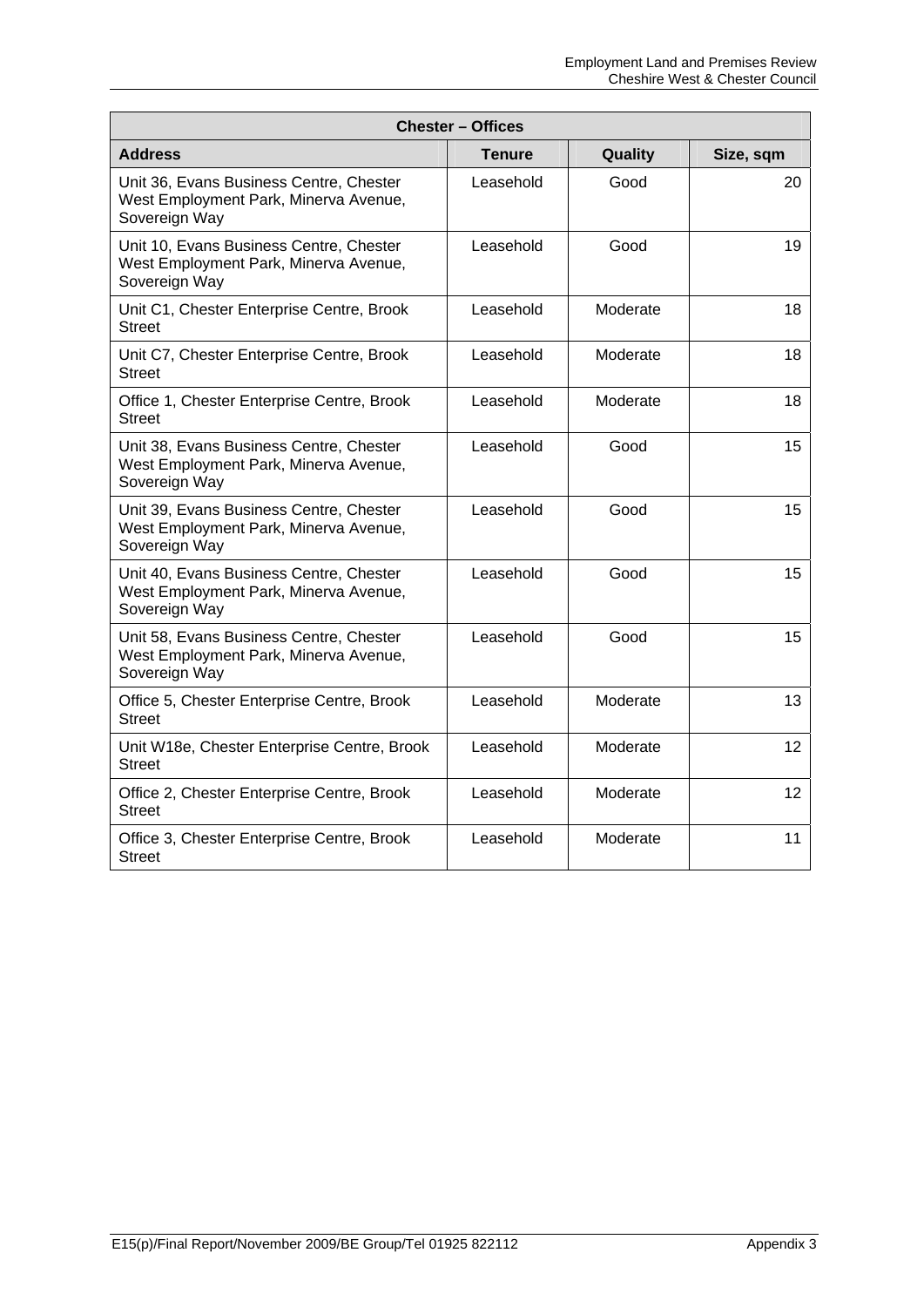| Chester – Offices | | | |
|---|---|---|---|
| **Address** | **Tenure** | **Quality** | **Size, sqm** |
| Unit 36, Evans Business Centre, Chester West Employment Park, Minerva Avenue, Sovereign Way | Leasehold | Good | 20 |
| Unit 10, Evans Business Centre, Chester West Employment Park, Minerva Avenue, Sovereign Way | Leasehold | Good | 19 |
| Unit C1, Chester Enterprise Centre, Brook Street | Leasehold | Moderate | 18 |
| Unit C7, Chester Enterprise Centre, Brook Street | Leasehold | Moderate | 18 |
| Office 1, Chester Enterprise Centre, Brook Street | Leasehold | Moderate | 18 |
| Unit 38, Evans Business Centre, Chester West Employment Park, Minerva Avenue, Sovereign Way | Leasehold | Good | 15 |
| Unit 39, Evans Business Centre, Chester West Employment Park, Minerva Avenue, Sovereign Way | Leasehold | Good | 15 |
| Unit 40, Evans Business Centre, Chester West Employment Park, Minerva Avenue, Sovereign Way | Leasehold | Good | 15 |
| Unit 58, Evans Business Centre, Chester West Employment Park, Minerva Avenue, Sovereign Way | Leasehold | Good | 15 |
| Office 5, Chester Enterprise Centre, Brook Street | Leasehold | Moderate | 13 |
| Unit W18e, Chester Enterprise Centre, Brook Street | Leasehold | Moderate | 12 |
| Office 2, Chester Enterprise Centre, Brook Street | Leasehold | Moderate | 12 |
| Office 3, Chester Enterprise Centre, Brook Street | Leasehold | Moderate | 11 |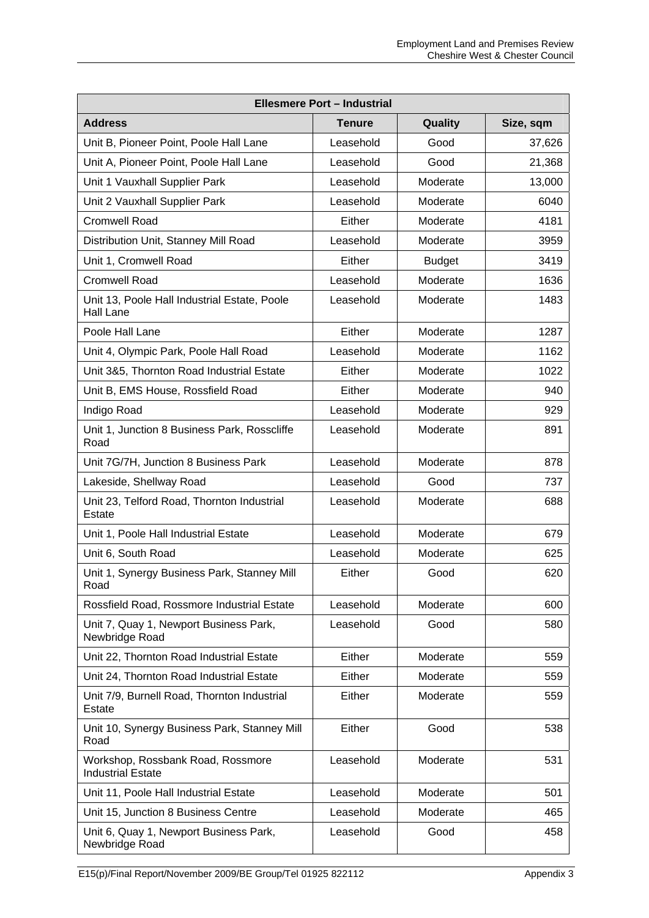| Ellesmere Port – Industrial | | | |
|---|---|---|---|
| **Address** | **Tenure** | **Quality** | **Size, sqm** |
| Unit B, Pioneer Point, Poole Hall Lane | Leasehold | Good | 37,626 |
| Unit A, Pioneer Point, Poole Hall Lane | Leasehold | Good | 21,368 |
| Unit 1 Vauxhall Supplier Park | Leasehold | Moderate | 13,000 |
| Unit 2 Vauxhall Supplier Park | Leasehold | Moderate | 6040 |
| Cromwell Road | Either | Moderate | 4181 |
| Distribution Unit, Stanney Mill Road | Leasehold | Moderate | 3959 |
| Unit 1, Cromwell Road | Either | Budget | 3419 |
| Cromwell Road | Leasehold | Moderate | 1636 |
| Unit 13, Poole Hall Industrial Estate, Poole Hall Lane | Leasehold | Moderate | 1483 |
| Poole Hall Lane | Either | Moderate | 1287 |
| Unit 4, Olympic Park, Poole Hall Road | Leasehold | Moderate | 1162 |
| Unit 3&5, Thornton Road Industrial Estate | Either | Moderate | 1022 |
| Unit B, EMS House, Rossfield Road | Either | Moderate | 940 |
| Indigo Road | Leasehold | Moderate | 929 |
| Unit 1, Junction 8 Business Park, Rosscliffe Road | Leasehold | Moderate | 891 |
| Unit 7G/7H, Junction 8 Business Park | Leasehold | Moderate | 878 |
| Lakeside, Shellway Road | Leasehold | Good | 737 |
| Unit 23, Telford Road, Thornton Industrial Estate | Leasehold | Moderate | 688 |
| Unit 1, Poole Hall Industrial Estate | Leasehold | Moderate | 679 |
| Unit 6, South Road | Leasehold | Moderate | 625 |
| Unit 1, Synergy Business Park, Stanney Mill Road | Either | Good | 620 |
| Rossfield Road, Rossmore Industrial Estate | Leasehold | Moderate | 600 |
| Unit 7, Quay 1, Newport Business Park, Newbridge Road | Leasehold | Good | 580 |
| Unit 22, Thornton Road Industrial Estate | Either | Moderate | 559 |
| Unit 24, Thornton Road Industrial Estate | Either | Moderate | 559 |
| Unit 7/9, Burnell Road, Thornton Industrial Estate | Either | Moderate | 559 |
| Unit 10, Synergy Business Park, Stanney Mill Road | Either | Good | 538 |
| Workshop, Rossbank Road, Rossmore Industrial Estate | Leasehold | Moderate | 531 |
| Unit 11, Poole Hall Industrial Estate | Leasehold | Moderate | 501 |
| Unit 15, Junction 8 Business Centre | Leasehold | Moderate | 465 |
| Unit 6, Quay 1, Newport Business Park, Newbridge Road | Leasehold | Good | 458 |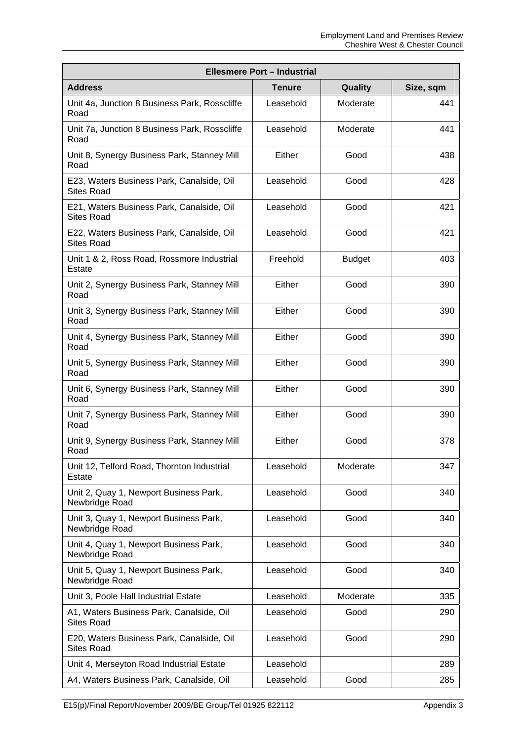| Ellesmere Port – Industrial | | | |
|---|---|---|---|
| **Address** | **Tenure** | **Quality** | **Size, sqm** |
| Unit 4a, Junction 8 Business Park, Rosscliffe Road | Leasehold | Moderate | 441 |
| Unit 7a, Junction 8 Business Park, Rosscliffe Road | Leasehold | Moderate | 441 |
| Unit 8, Synergy Business Park, Stanney Mill Road | Either | Good | 438 |
| E23, Waters Business Park, Canalside, Oil Sites Road | Leasehold | Good | 428 |
| E21, Waters Business Park, Canalside, Oil Sites Road | Leasehold | Good | 421 |
| E22, Waters Business Park, Canalside, Oil Sites Road | Leasehold | Good | 421 |
| Unit 1 & 2, Ross Road, Rossmore Industrial Estate | Freehold | Budget | 403 |
| Unit 2, Synergy Business Park, Stanney Mill Road | Either | Good | 390 |
| Unit 3, Synergy Business Park, Stanney Mill Road | Either | Good | 390 |
| Unit 4, Synergy Business Park, Stanney Mill Road | Either | Good | 390 |
| Unit 5, Synergy Business Park, Stanney Mill Road | Either | Good | 390 |
| Unit 6, Synergy Business Park, Stanney Mill Road | Either | Good | 390 |
| Unit 7, Synergy Business Park, Stanney Mill Road | Either | Good | 390 |
| Unit 9, Synergy Business Park, Stanney Mill Road | Either | Good | 378 |
| Unit 12, Telford Road, Thornton Industrial Estate | Leasehold | Moderate | 347 |
| Unit 2, Quay 1, Newport Business Park, Newbridge Road | Leasehold | Good | 340 |
| Unit 3, Quay 1, Newport Business Park, Newbridge Road | Leasehold | Good | 340 |
| Unit 4, Quay 1, Newport Business Park, Newbridge Road | Leasehold | Good | 340 |
| Unit 5, Quay 1, Newport Business Park, Newbridge Road | Leasehold | Good | 340 |
| Unit 3, Poole Hall Industrial Estate | Leasehold | Moderate | 335 |
| A1, Waters Business Park, Canalside, Oil Sites Road | Leasehold | Good | 290 |
| E20, Waters Business Park, Canalside, Oil Sites Road | Leasehold | Good | 290 |
| Unit 4, Merseyton Road Industrial Estate | Leasehold | | 289 |
| A4, Waters Business Park, Canalside, Oil | Leasehold | Good | 285 |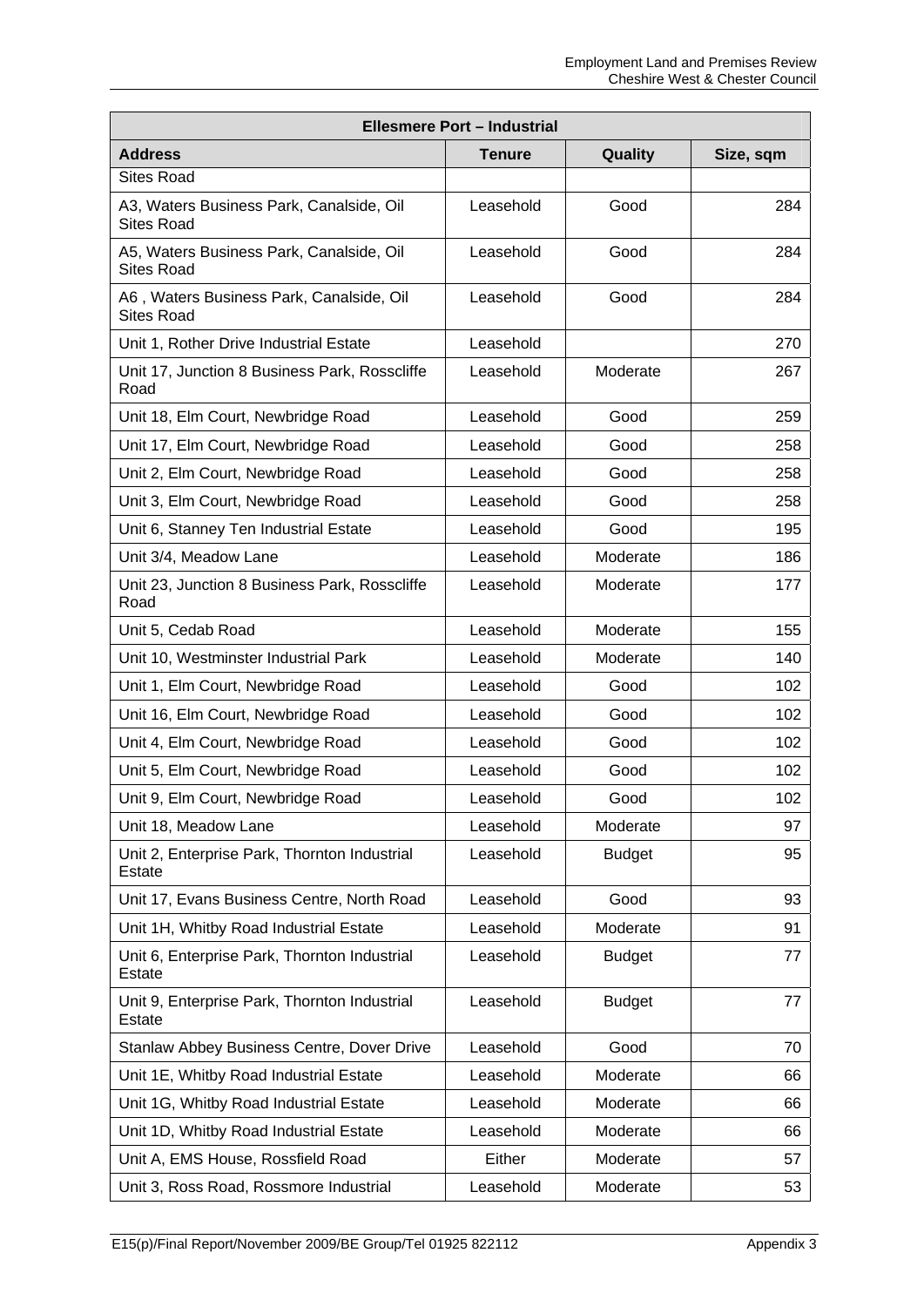| Ellesmere Port – Industrial | | | |
|---|---|---|---|
| **Address** | **Tenure** | **Quality** | **Size, sqm** |
| Sites Road | | | |
| A3, Waters Business Park, Canalside, Oil Sites Road | Leasehold | Good | 284 |
| A5, Waters Business Park, Canalside, Oil Sites Road | Leasehold | Good | 284 |
| A6 , Waters Business Park, Canalside, Oil Sites Road | Leasehold | Good | 284 |
| Unit 1, Rother Drive Industrial Estate | Leasehold | | 270 |
| Unit 17, Junction 8 Business Park, Rosscliffe Road | Leasehold | Moderate | 267 |
| Unit 18, Elm Court, Newbridge Road | Leasehold | Good | 259 |
| Unit 17, Elm Court, Newbridge Road | Leasehold | Good | 258 |
| Unit 2, Elm Court, Newbridge Road | Leasehold | Good | 258 |
| Unit 3, Elm Court, Newbridge Road | Leasehold | Good | 258 |
| Unit 6, Stanney Ten Industrial Estate | Leasehold | Good | 195 |
| Unit 3/4, Meadow Lane | Leasehold | Moderate | 186 |
| Unit 23, Junction 8 Business Park, Rosscliffe Road | Leasehold | Moderate | 177 |
| Unit 5, Cedab Road | Leasehold | Moderate | 155 |
| Unit 10, Westminster Industrial Park | Leasehold | Moderate | 140 |
| Unit 1, Elm Court, Newbridge Road | Leasehold | Good | 102 |
| Unit 16, Elm Court, Newbridge Road | Leasehold | Good | 102 |
| Unit 4, Elm Court, Newbridge Road | Leasehold | Good | 102 |
| Unit 5, Elm Court, Newbridge Road | Leasehold | Good | 102 |
| Unit 9, Elm Court, Newbridge Road | Leasehold | Good | 102 |
| Unit 18, Meadow Lane | Leasehold | Moderate | 97 |
| Unit 2, Enterprise Park, Thornton Industrial Estate | Leasehold | Budget | 95 |
| Unit 17, Evans Business Centre, North Road | Leasehold | Good | 93 |
| Unit 1H, Whitby Road Industrial Estate | Leasehold | Moderate | 91 |
| Unit 6, Enterprise Park, Thornton Industrial Estate | Leasehold | Budget | 77 |
| Unit 9, Enterprise Park, Thornton Industrial Estate | Leasehold | Budget | 77 |
| Stanlaw Abbey Business Centre, Dover Drive | Leasehold | Good | 70 |
| Unit 1E, Whitby Road Industrial Estate | Leasehold | Moderate | 66 |
| Unit 1G, Whitby Road Industrial Estate | Leasehold | Moderate | 66 |
| Unit 1D, Whitby Road Industrial Estate | Leasehold | Moderate | 66 |
| Unit A, EMS House, Rossfield Road | Either | Moderate | 57 |
| Unit 3, Ross Road, Rossmore Industrial | Leasehold | Moderate | 53 |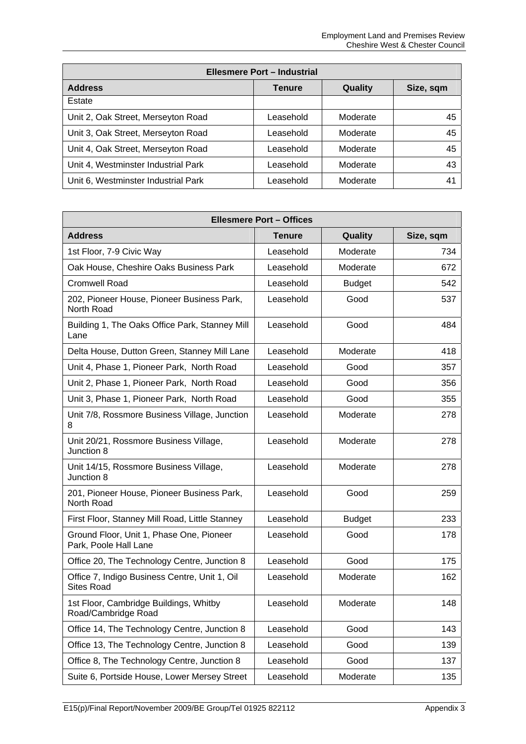| Ellesmere Port – Industrial | | | |
|---|---|---|---|
| **Address** | **Tenure** | **Quality** | **Size, sqm** |
| Estate | | | |
| Unit 2, Oak Street, Merseyton Road | Leasehold | Moderate | 45 |
| Unit 3, Oak Street, Merseyton Road | Leasehold | Moderate | 45 |
| Unit 4, Oak Street, Merseyton Road | Leasehold | Moderate | 45 |
| Unit 4, Westminster Industrial Park | Leasehold | Moderate | 43 |
| Unit 6, Westminster Industrial Park | Leasehold | Moderate | 41 |

| Ellesmere Port – Offices | | | |
|---|---|---|---|
| **Address** | **Tenure** | **Quality** | **Size, sqm** |
| 1st Floor, 7-9 Civic Way | Leasehold | Moderate | 734 |
| Oak House, Cheshire Oaks Business Park | Leasehold | Moderate | 672 |
| Cromwell Road | Leasehold | Budget | 542 |
| 202, Pioneer House, Pioneer Business Park, North Road | Leasehold | Good | 537 |
| Building 1, The Oaks Office Park, Stanney Mill Lane | Leasehold | Good | 484 |
| Delta House, Dutton Green, Stanney Mill Lane | Leasehold | Moderate | 418 |
| Unit 4, Phase 1, Pioneer Park, North Road | Leasehold | Good | 357 |
| Unit 2, Phase 1, Pioneer Park, North Road | Leasehold | Good | 356 |
| Unit 3, Phase 1, Pioneer Park, North Road | Leasehold | Good | 355 |
| Unit 7/8, Rossmore Business Village, Junction 8 | Leasehold | Moderate | 278 |
| Unit 20/21, Rossmore Business Village, Junction 8 | Leasehold | Moderate | 278 |
| Unit 14/15, Rossmore Business Village, Junction 8 | Leasehold | Moderate | 278 |
| 201, Pioneer House, Pioneer Business Park, North Road | Leasehold | Good | 259 |
| First Floor, Stanney Mill Road, Little Stanney | Leasehold | Budget | 233 |
| Ground Floor, Unit 1, Phase One, Pioneer Park, Poole Hall Lane | Leasehold | Good | 178 |
| Office 20, The Technology Centre, Junction 8 | Leasehold | Good | 175 |
| Office 7, Indigo Business Centre, Unit 1, Oil Sites Road | Leasehold | Moderate | 162 |
| 1st Floor, Cambridge Buildings, Whitby Road/Cambridge Road | Leasehold | Moderate | 148 |
| Office 14, The Technology Centre, Junction 8 | Leasehold | Good | 143 |
| Office 13, The Technology Centre, Junction 8 | Leasehold | Good | 139 |
| Office 8, The Technology Centre, Junction 8 | Leasehold | Good | 137 |
| Suite 6, Portside House, Lower Mersey Street | Leasehold | Moderate | 135 |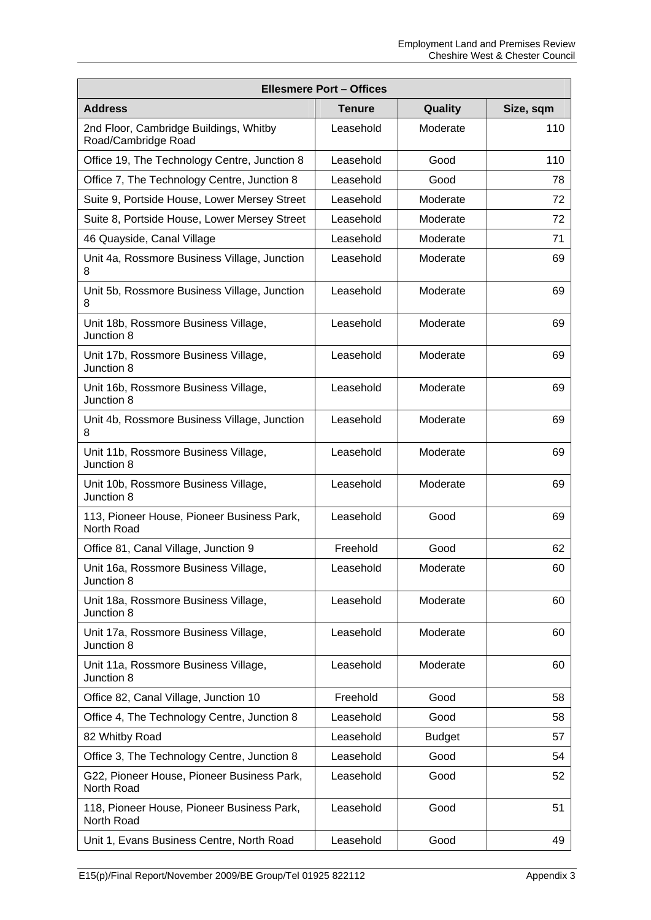| Ellesmere Port – Offices | | | |
|---|---|---|---|
| **Address** | **Tenure** | **Quality** | **Size, sqm** |
| 2nd Floor, Cambridge Buildings, Whitby Road/Cambridge Road | Leasehold | Moderate | 110 |
| Office 19, The Technology Centre, Junction 8 | Leasehold | Good | 110 |
| Office 7, The Technology Centre, Junction 8 | Leasehold | Good | 78 |
| Suite 9, Portside House, Lower Mersey Street | Leasehold | Moderate | 72 |
| Suite 8, Portside House, Lower Mersey Street | Leasehold | Moderate | 72 |
| 46 Quayside, Canal Village | Leasehold | Moderate | 71 |
| Unit 4a, Rossmore Business Village, Junction 8 | Leasehold | Moderate | 69 |
| Unit 5b, Rossmore Business Village, Junction 8 | Leasehold | Moderate | 69 |
| Unit 18b, Rossmore Business Village, Junction 8 | Leasehold | Moderate | 69 |
| Unit 17b, Rossmore Business Village, Junction 8 | Leasehold | Moderate | 69 |
| Unit 16b, Rossmore Business Village, Junction 8 | Leasehold | Moderate | 69 |
| Unit 4b, Rossmore Business Village, Junction 8 | Leasehold | Moderate | 69 |
| Unit 11b, Rossmore Business Village, Junction 8 | Leasehold | Moderate | 69 |
| Unit 10b, Rossmore Business Village, Junction 8 | Leasehold | Moderate | 69 |
| 113, Pioneer House, Pioneer Business Park, North Road | Leasehold | Good | 69 |
| Office 81, Canal Village, Junction 9 | Freehold | Good | 62 |
| Unit 16a, Rossmore Business Village, Junction 8 | Leasehold | Moderate | 60 |
| Unit 18a, Rossmore Business Village, Junction 8 | Leasehold | Moderate | 60 |
| Unit 17a, Rossmore Business Village, Junction 8 | Leasehold | Moderate | 60 |
| Unit 11a, Rossmore Business Village, Junction 8 | Leasehold | Moderate | 60 |
| Office 82, Canal Village, Junction 10 | Freehold | Good | 58 |
| Office 4, The Technology Centre, Junction 8 | Leasehold | Good | 58 |
| 82 Whitby Road | Leasehold | Budget | 57 |
| Office 3, The Technology Centre, Junction 8 | Leasehold | Good | 54 |
| G22, Pioneer House, Pioneer Business Park, North Road | Leasehold | Good | 52 |
| 118, Pioneer House, Pioneer Business Park, North Road | Leasehold | Good | 51 |
| Unit 1, Evans Business Centre, North Road | Leasehold | Good | 49 |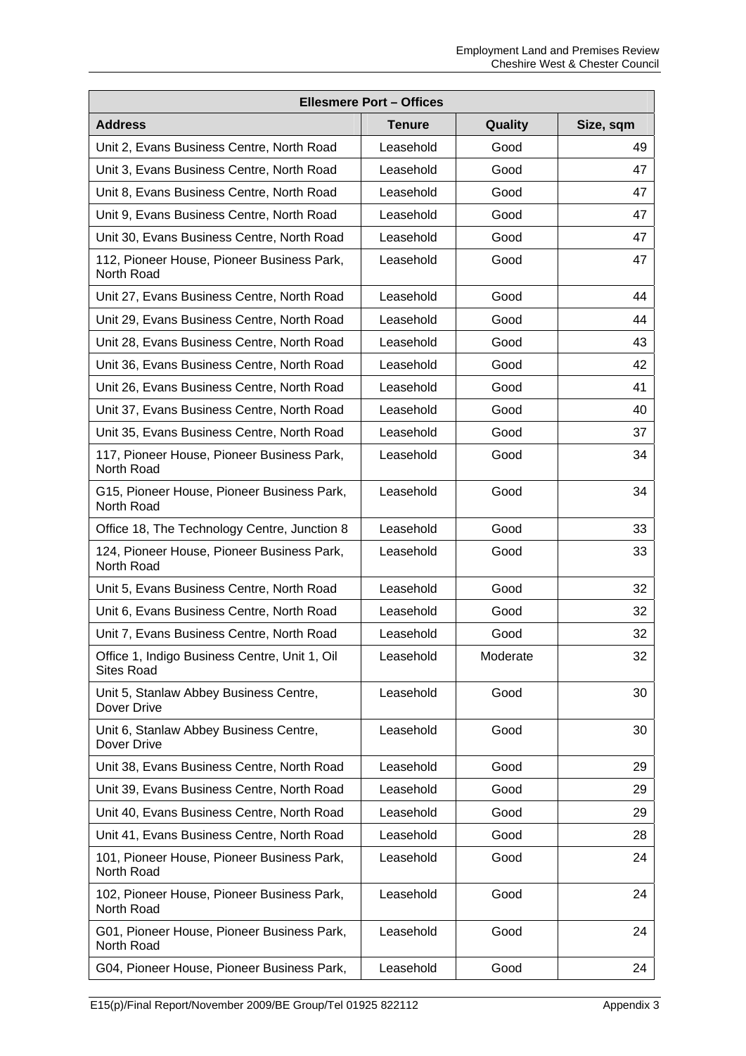| Ellesmere Port – Offices | | | |
|---|---|---|---|
| **Address** | **Tenure** | **Quality** | **Size, sqm** |
| Unit 2, Evans Business Centre, North Road | Leasehold | Good | 49 |
| Unit 3, Evans Business Centre, North Road | Leasehold | Good | 47 |
| Unit 8, Evans Business Centre, North Road | Leasehold | Good | 47 |
| Unit 9, Evans Business Centre, North Road | Leasehold | Good | 47 |
| Unit 30, Evans Business Centre, North Road | Leasehold | Good | 47 |
| 112, Pioneer House, Pioneer Business Park, North Road | Leasehold | Good | 47 |
| Unit 27, Evans Business Centre, North Road | Leasehold | Good | 44 |
| Unit 29, Evans Business Centre, North Road | Leasehold | Good | 44 |
| Unit 28, Evans Business Centre, North Road | Leasehold | Good | 43 |
| Unit 36, Evans Business Centre, North Road | Leasehold | Good | 42 |
| Unit 26, Evans Business Centre, North Road | Leasehold | Good | 41 |
| Unit 37, Evans Business Centre, North Road | Leasehold | Good | 40 |
| Unit 35, Evans Business Centre, North Road | Leasehold | Good | 37 |
| 117, Pioneer House, Pioneer Business Park, North Road | Leasehold | Good | 34 |
| G15, Pioneer House, Pioneer Business Park, North Road | Leasehold | Good | 34 |
| Office 18, The Technology Centre, Junction 8 | Leasehold | Good | 33 |
| 124, Pioneer House, Pioneer Business Park, North Road | Leasehold | Good | 33 |
| Unit 5, Evans Business Centre, North Road | Leasehold | Good | 32 |
| Unit 6, Evans Business Centre, North Road | Leasehold | Good | 32 |
| Unit 7, Evans Business Centre, North Road | Leasehold | Good | 32 |
| Office 1, Indigo Business Centre, Unit 1, Oil Sites Road | Leasehold | Moderate | 32 |
| Unit 5, Stanlaw Abbey Business Centre, Dover Drive | Leasehold | Good | 30 |
| Unit 6, Stanlaw Abbey Business Centre, Dover Drive | Leasehold | Good | 30 |
| Unit 38, Evans Business Centre, North Road | Leasehold | Good | 29 |
| Unit 39, Evans Business Centre, North Road | Leasehold | Good | 29 |
| Unit 40, Evans Business Centre, North Road | Leasehold | Good | 29 |
| Unit 41, Evans Business Centre, North Road | Leasehold | Good | 28 |
| 101, Pioneer House, Pioneer Business Park, North Road | Leasehold | Good | 24 |
| 102, Pioneer House, Pioneer Business Park, North Road | Leasehold | Good | 24 |
| G01, Pioneer House, Pioneer Business Park, North Road | Leasehold | Good | 24 |
| G04, Pioneer House, Pioneer Business Park, | Leasehold | Good | 24 |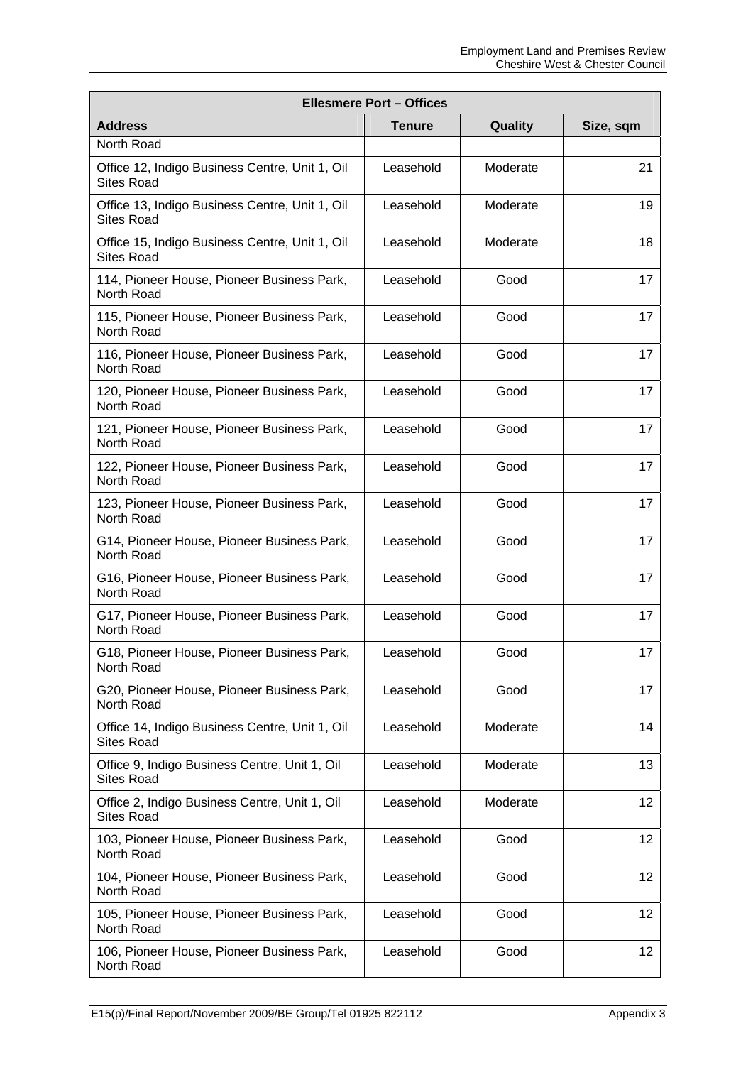| Ellesmere Port – Offices | | | |
|---|---|---|---|
| **Address** | **Tenure** | **Quality** | **Size, sqm** |
| North Road | | | |
| Office 12, Indigo Business Centre, Unit 1, Oil Sites Road | Leasehold | Moderate | 21 |
| Office 13, Indigo Business Centre, Unit 1, Oil Sites Road | Leasehold | Moderate | 19 |
| Office 15, Indigo Business Centre, Unit 1, Oil Sites Road | Leasehold | Moderate | 18 |
| 114, Pioneer House, Pioneer Business Park, North Road | Leasehold | Good | 17 |
| 115, Pioneer House, Pioneer Business Park, North Road | Leasehold | Good | 17 |
| 116, Pioneer House, Pioneer Business Park, North Road | Leasehold | Good | 17 |
| 120, Pioneer House, Pioneer Business Park, North Road | Leasehold | Good | 17 |
| 121, Pioneer House, Pioneer Business Park, North Road | Leasehold | Good | 17 |
| 122, Pioneer House, Pioneer Business Park, North Road | Leasehold | Good | 17 |
| 123, Pioneer House, Pioneer Business Park, North Road | Leasehold | Good | 17 |
| G14, Pioneer House, Pioneer Business Park, North Road | Leasehold | Good | 17 |
| G16, Pioneer House, Pioneer Business Park, North Road | Leasehold | Good | 17 |
| G17, Pioneer House, Pioneer Business Park, North Road | Leasehold | Good | 17 |
| G18, Pioneer House, Pioneer Business Park, North Road | Leasehold | Good | 17 |
| G20, Pioneer House, Pioneer Business Park, North Road | Leasehold | Good | 17 |
| Office 14, Indigo Business Centre, Unit 1, Oil Sites Road | Leasehold | Moderate | 14 |
| Office 9, Indigo Business Centre, Unit 1, Oil Sites Road | Leasehold | Moderate | 13 |
| Office 2, Indigo Business Centre, Unit 1, Oil Sites Road | Leasehold | Moderate | 12 |
| 103, Pioneer House, Pioneer Business Park, North Road | Leasehold | Good | 12 |
| 104, Pioneer House, Pioneer Business Park, North Road | Leasehold | Good | 12 |
| 105, Pioneer House, Pioneer Business Park, North Road | Leasehold | Good | 12 |
| 106, Pioneer House, Pioneer Business Park, North Road | Leasehold | Good | 12 |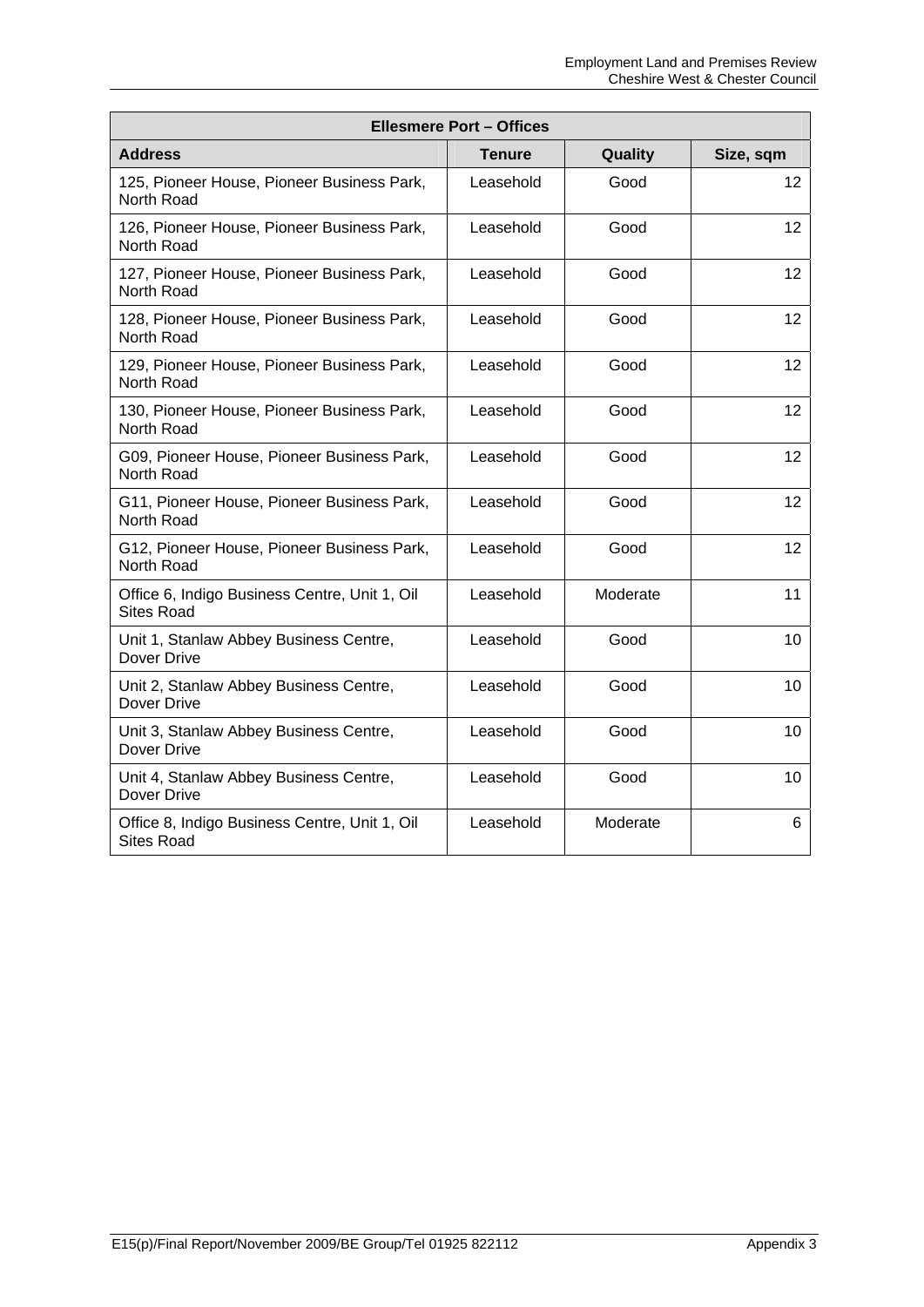| Ellesmere Port – Offices | | | |
|---|---|---|---|
| **Address** | **Tenure** | **Quality** | **Size, sqm** |
| 125, Pioneer House, Pioneer Business Park, North Road | Leasehold | Good | 12 |
| 126, Pioneer House, Pioneer Business Park, North Road | Leasehold | Good | 12 |
| 127, Pioneer House, Pioneer Business Park, North Road | Leasehold | Good | 12 |
| 128, Pioneer House, Pioneer Business Park, North Road | Leasehold | Good | 12 |
| 129, Pioneer House, Pioneer Business Park, North Road | Leasehold | Good | 12 |
| 130, Pioneer House, Pioneer Business Park, North Road | Leasehold | Good | 12 |
| G09, Pioneer House, Pioneer Business Park, North Road | Leasehold | Good | 12 |
| G11, Pioneer House, Pioneer Business Park, North Road | Leasehold | Good | 12 |
| G12, Pioneer House, Pioneer Business Park, North Road | Leasehold | Good | 12 |
| Office 6, Indigo Business Centre, Unit 1, Oil Sites Road | Leasehold | Moderate | 11 |
| Unit 1, Stanlaw Abbey Business Centre, Dover Drive | Leasehold | Good | 10 |
| Unit 2, Stanlaw Abbey Business Centre, Dover Drive | Leasehold | Good | 10 |
| Unit 3, Stanlaw Abbey Business Centre, Dover Drive | Leasehold | Good | 10 |
| Unit 4, Stanlaw Abbey Business Centre, Dover Drive | Leasehold | Good | 10 |
| Office 8, Indigo Business Centre, Unit 1, Oil Sites Road | Leasehold | Moderate | 6 |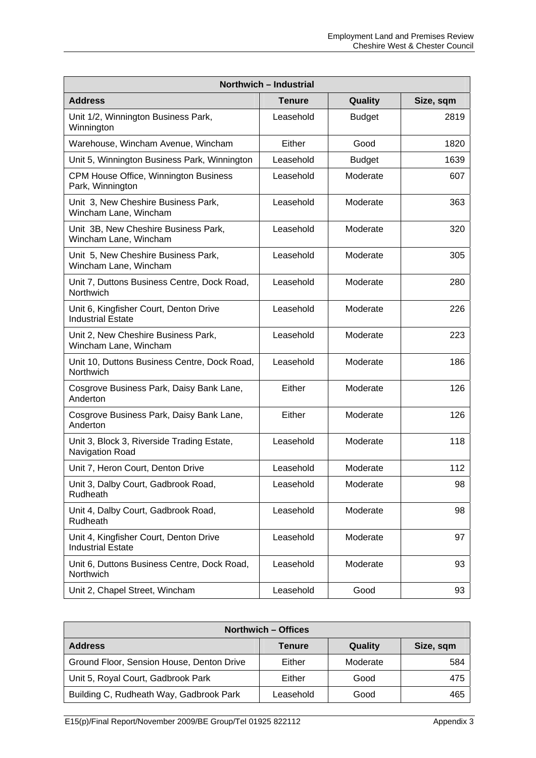| Northwich – Industrial | | | |
| --- | --- | --- | --- |
| **Address** | **Tenure** | **Quality** | **Size, sqm** |
| Unit 1/2, Winnington Business Park, Winnington | Leasehold | Budget | 2819 |
| Warehouse, Wincham Avenue, Wincham | Either | Good | 1820 |
| Unit 5, Winnington Business Park, Winnington | Leasehold | Budget | 1639 |
| CPM House Office, Winnington Business Park, Winnington | Leasehold | Moderate | 607 |
| Unit 3, New Cheshire Business Park, Wincham Lane, Wincham | Leasehold | Moderate | 363 |
| Unit 3B, New Cheshire Business Park, Wincham Lane, Wincham | Leasehold | Moderate | 320 |
| Unit 5, New Cheshire Business Park, Wincham Lane, Wincham | Leasehold | Moderate | 305 |
| Unit 7, Duttons Business Centre, Dock Road, Northwich | Leasehold | Moderate | 280 |
| Unit 6, Kingfisher Court, Denton Drive Industrial Estate | Leasehold | Moderate | 226 |
| Unit 2, New Cheshire Business Park, Wincham Lane, Wincham | Leasehold | Moderate | 223 |
| Unit 10, Duttons Business Centre, Dock Road, Northwich | Leasehold | Moderate | 186 |
| Cosgrove Business Park, Daisy Bank Lane, Anderton | Either | Moderate | 126 |
| Cosgrove Business Park, Daisy Bank Lane, Anderton | Either | Moderate | 126 |
| Unit 3, Block 3, Riverside Trading Estate, Navigation Road | Leasehold | Moderate | 118 |
| Unit 7, Heron Court, Denton Drive | Leasehold | Moderate | 112 |
| Unit 3, Dalby Court, Gadbrook Road, Rudheath | Leasehold | Moderate | 98 |
| Unit 4, Dalby Court, Gadbrook Road, Rudheath | Leasehold | Moderate | 98 |
| Unit 4, Kingfisher Court, Denton Drive Industrial Estate | Leasehold | Moderate | 97 |
| Unit 6, Duttons Business Centre, Dock Road, Northwich | Leasehold | Moderate | 93 |
| Unit 2, Chapel Street, Wincham | Leasehold | Good | 93 |

| Northwich – Offices | | | |
| --- | --- | --- | --- |
| **Address** | **Tenure** | **Quality** | **Size, sqm** |
| Ground Floor, Sension House, Denton Drive | Either | Moderate | 584 |
| Unit 5, Royal Court, Gadbrook Park | Either | Good | 475 |
| Building C, Rudheath Way, Gadbrook Park | Leasehold | Good | 465 |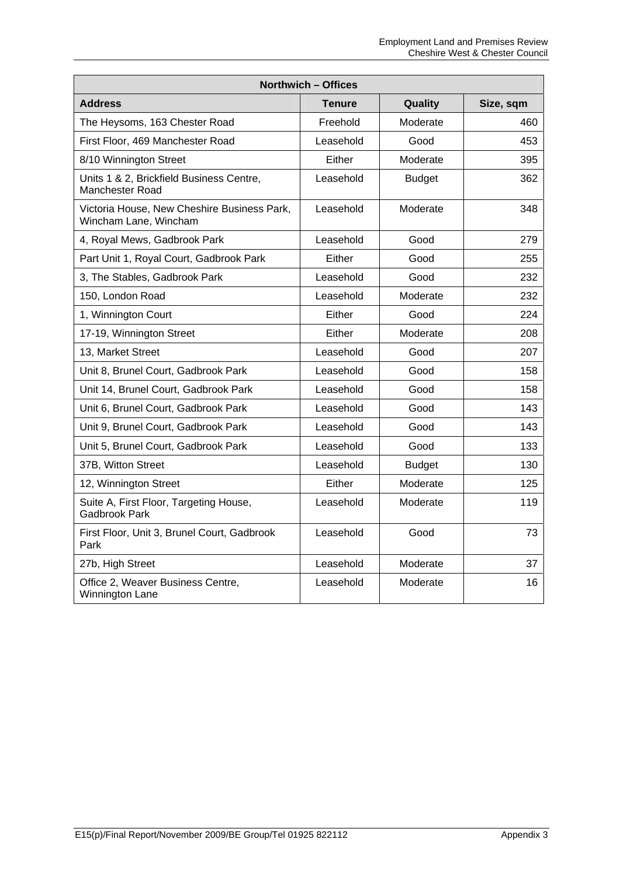| Northwich – Offices | | | |
|---|---|---|---|
| **Address** | **Tenure** | **Quality** | **Size, sqm** |
| The Heysoms, 163 Chester Road | Freehold | Moderate | 460 |
| First Floor, 469 Manchester Road | Leasehold | Good | 453 |
| 8/10 Winnington Street | Either | Moderate | 395 |
| Units 1 & 2, Brickfield Business Centre, Manchester Road | Leasehold | Budget | 362 |
| Victoria House, New Cheshire Business Park, Wincham Lane, Wincham | Leasehold | Moderate | 348 |
| 4, Royal Mews, Gadbrook Park | Leasehold | Good | 279 |
| Part Unit 1, Royal Court, Gadbrook Park | Either | Good | 255 |
| 3, The Stables, Gadbrook Park | Leasehold | Good | 232 |
| 150, London Road | Leasehold | Moderate | 232 |
| 1, Winnington Court | Either | Good | 224 |
| 17-19, Winnington Street | Either | Moderate | 208 |
| 13, Market Street | Leasehold | Good | 207 |
| Unit 8, Brunel Court, Gadbrook Park | Leasehold | Good | 158 |
| Unit 14, Brunel Court, Gadbrook Park | Leasehold | Good | 158 |
| Unit 6, Brunel Court, Gadbrook Park | Leasehold | Good | 143 |
| Unit 9, Brunel Court, Gadbrook Park | Leasehold | Good | 143 |
| Unit 5, Brunel Court, Gadbrook Park | Leasehold | Good | 133 |
| 37B, Witton Street | Leasehold | Budget | 130 |
| 12, Winnington Street | Either | Moderate | 125 |
| Suite A, First Floor, Targeting House, Gadbrook Park | Leasehold | Moderate | 119 |
| First Floor, Unit 3, Brunel Court, Gadbrook Park | Leasehold | Good | 73 |
| 27b, High Street | Leasehold | Moderate | 37 |
| Office 2, Weaver Business Centre, Winnington Lane | Leasehold | Moderate | 16 |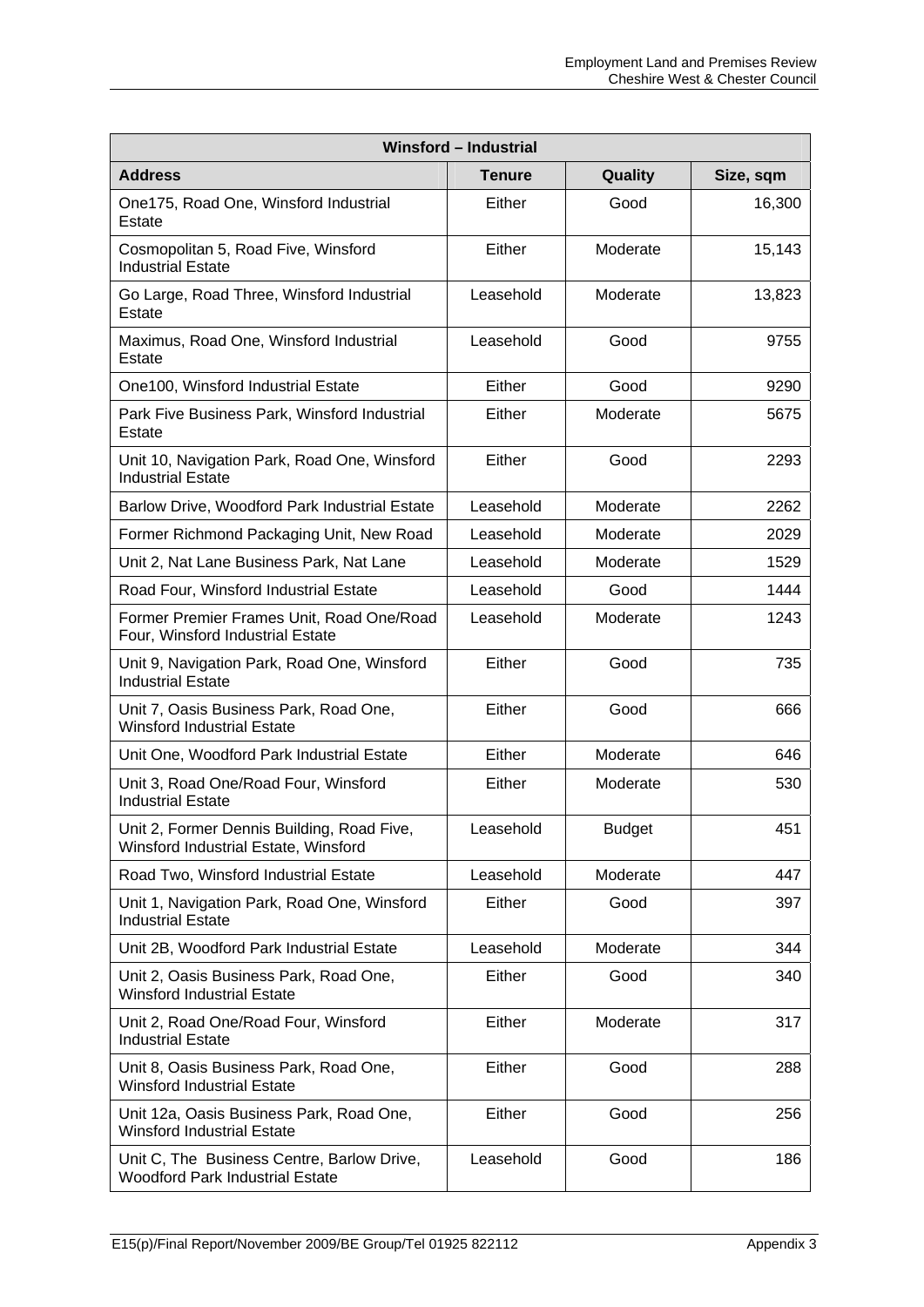| Winsford – Industrial | | | |
|---|---|---|---|
| **Address** | **Tenure** | **Quality** | **Size, sqm** |
| One175, Road One, Winsford Industrial Estate | Either | Good | 16,300 |
| Cosmopolitan 5, Road Five, Winsford Industrial Estate | Either | Moderate | 15,143 |
| Go Large, Road Three, Winsford Industrial Estate | Leasehold | Moderate | 13,823 |
| Maximus, Road One, Winsford Industrial Estate | Leasehold | Good | 9755 |
| One100, Winsford Industrial Estate | Either | Good | 9290 |
| Park Five Business Park, Winsford Industrial Estate | Either | Moderate | 5675 |
| Unit 10, Navigation Park, Road One, Winsford Industrial Estate | Either | Good | 2293 |
| Barlow Drive, Woodford Park Industrial Estate | Leasehold | Moderate | 2262 |
| Former Richmond Packaging Unit, New Road | Leasehold | Moderate | 2029 |
| Unit 2, Nat Lane Business Park, Nat Lane | Leasehold | Moderate | 1529 |
| Road Four, Winsford Industrial Estate | Leasehold | Good | 1444 |
| Former Premier Frames Unit, Road One/Road Four, Winsford Industrial Estate | Leasehold | Moderate | 1243 |
| Unit 9, Navigation Park, Road One, Winsford Industrial Estate | Either | Good | 735 |
| Unit 7, Oasis Business Park, Road One, Winsford Industrial Estate | Either | Good | 666 |
| Unit One, Woodford Park Industrial Estate | Either | Moderate | 646 |
| Unit 3, Road One/Road Four, Winsford Industrial Estate | Either | Moderate | 530 |
| Unit 2, Former Dennis Building, Road Five, Winsford Industrial Estate, Winsford | Leasehold | Budget | 451 |
| Road Two, Winsford Industrial Estate | Leasehold | Moderate | 447 |
| Unit 1, Navigation Park, Road One, Winsford Industrial Estate | Either | Good | 397 |
| Unit 2B, Woodford Park Industrial Estate | Leasehold | Moderate | 344 |
| Unit 2, Oasis Business Park, Road One, Winsford Industrial Estate | Either | Good | 340 |
| Unit 2, Road One/Road Four, Winsford Industrial Estate | Either | Moderate | 317 |
| Unit 8, Oasis Business Park, Road One, Winsford Industrial Estate | Either | Good | 288 |
| Unit 12a, Oasis Business Park, Road One, Winsford Industrial Estate | Either | Good | 256 |
| Unit C, The Business Centre, Barlow Drive, Woodford Park Industrial Estate | Leasehold | Good | 186 |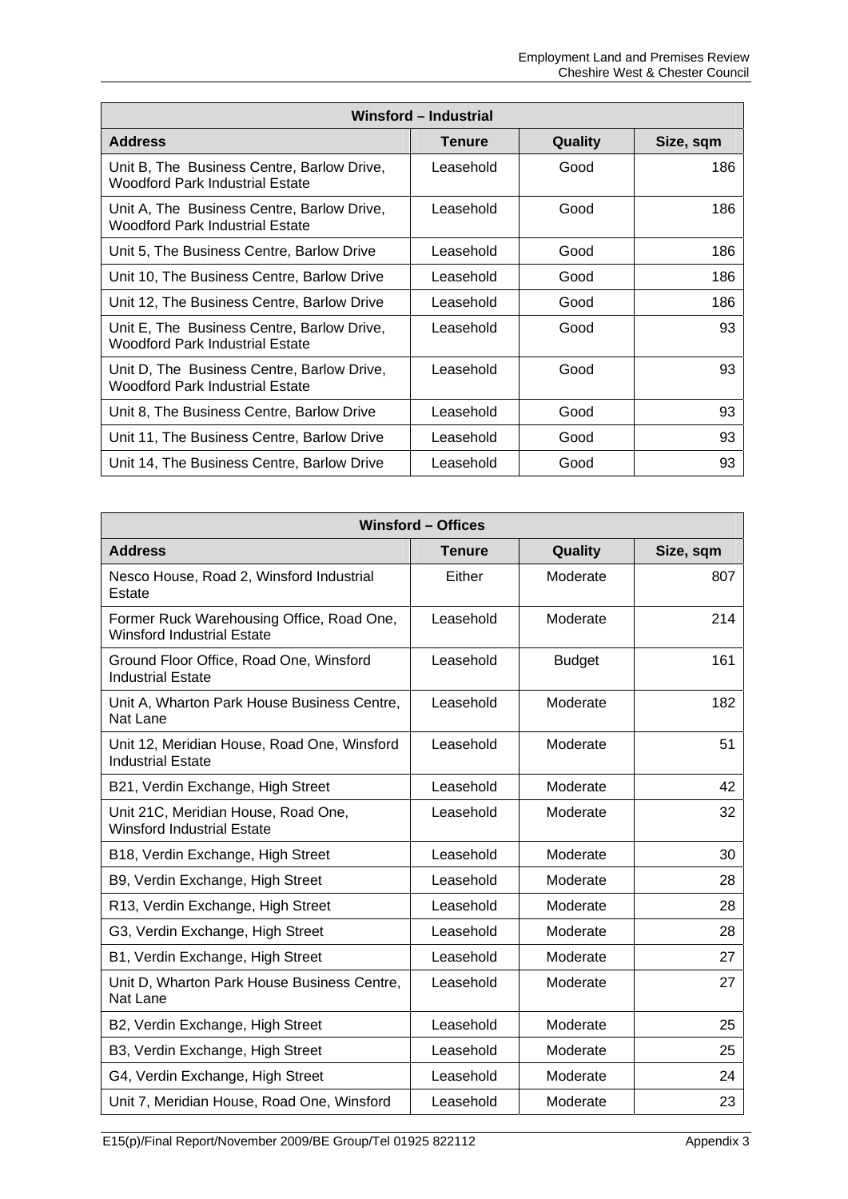| Winsford – Industrial | | | |
|---|---|---|---|
| **Address** | **Tenure** | **Quality** | **Size, sqm** |
| Unit B, The Business Centre, Barlow Drive, Woodford Park Industrial Estate | Leasehold | Good | 186 |
| Unit A, The Business Centre, Barlow Drive, Woodford Park Industrial Estate | Leasehold | Good | 186 |
| Unit 5, The Business Centre, Barlow Drive | Leasehold | Good | 186 |
| Unit 10, The Business Centre, Barlow Drive | Leasehold | Good | 186 |
| Unit 12, The Business Centre, Barlow Drive | Leasehold | Good | 186 |
| Unit E, The Business Centre, Barlow Drive, Woodford Park Industrial Estate | Leasehold | Good | 93 |
| Unit D, The Business Centre, Barlow Drive, Woodford Park Industrial Estate | Leasehold | Good | 93 |
| Unit 8, The Business Centre, Barlow Drive | Leasehold | Good | 93 |
| Unit 11, The Business Centre, Barlow Drive | Leasehold | Good | 93 |
| Unit 14, The Business Centre, Barlow Drive | Leasehold | Good | 93 |

| Winsford – Offices | | | |
|---|---|---|---|
| **Address** | **Tenure** | **Quality** | **Size, sqm** |
| Nesco House, Road 2, Winsford Industrial Estate | Either | Moderate | 807 |
| Former Ruck Warehousing Office, Road One, Winsford Industrial Estate | Leasehold | Moderate | 214 |
| Ground Floor Office, Road One, Winsford Industrial Estate | Leasehold | Budget | 161 |
| Unit A, Wharton Park House Business Centre, Nat Lane | Leasehold | Moderate | 182 |
| Unit 12, Meridian House, Road One, Winsford Industrial Estate | Leasehold | Moderate | 51 |
| B21, Verdin Exchange, High Street | Leasehold | Moderate | 42 |
| Unit 21C, Meridian House, Road One, Winsford Industrial Estate | Leasehold | Moderate | 32 |
| B18, Verdin Exchange, High Street | Leasehold | Moderate | 30 |
| B9, Verdin Exchange, High Street | Leasehold | Moderate | 28 |
| R13, Verdin Exchange, High Street | Leasehold | Moderate | 28 |
| G3, Verdin Exchange, High Street | Leasehold | Moderate | 28 |
| B1, Verdin Exchange, High Street | Leasehold | Moderate | 27 |
| Unit D, Wharton Park House Business Centre, Nat Lane | Leasehold | Moderate | 27 |
| B2, Verdin Exchange, High Street | Leasehold | Moderate | 25 |
| B3, Verdin Exchange, High Street | Leasehold | Moderate | 25 |
| G4, Verdin Exchange, High Street | Leasehold | Moderate | 24 |
| Unit 7, Meridian House, Road One, Winsford | Leasehold | Moderate | 23 |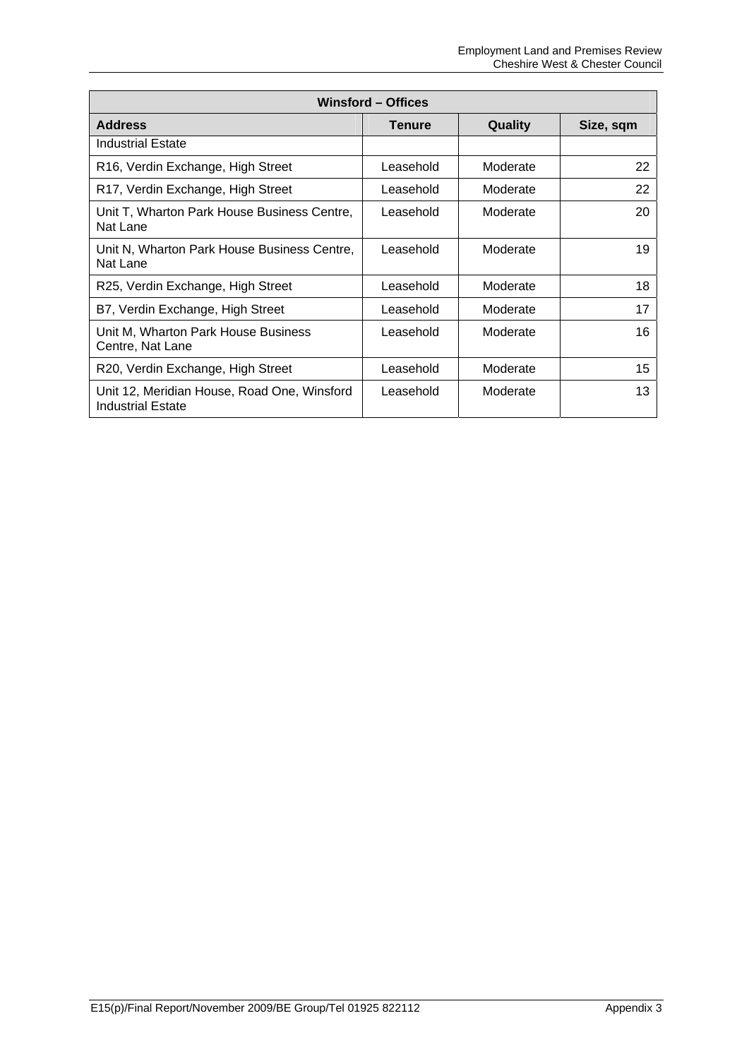| Winsford – Offices | | | |
|---|---|---|---|
| **Address** | **Tenure** | **Quality** | **Size, sqm** |
| Industrial Estate | | | |
| R16, Verdin Exchange, High Street | Leasehold | Moderate | 22 |
| R17, Verdin Exchange, High Street | Leasehold | Moderate | 22 |
| Unit T, Wharton Park House Business Centre, Nat Lane | Leasehold | Moderate | 20 |
| Unit N, Wharton Park House Business Centre, Nat Lane | Leasehold | Moderate | 19 |
| R25, Verdin Exchange, High Street | Leasehold | Moderate | 18 |
| B7, Verdin Exchange, High Street | Leasehold | Moderate | 17 |
| Unit M, Wharton Park House Business Centre, Nat Lane | Leasehold | Moderate | 16 |
| R20, Verdin Exchange, High Street | Leasehold | Moderate | 15 |
| Unit 12, Meridian House, Road One, Winsford Industrial Estate | Leasehold | Moderate | 13 |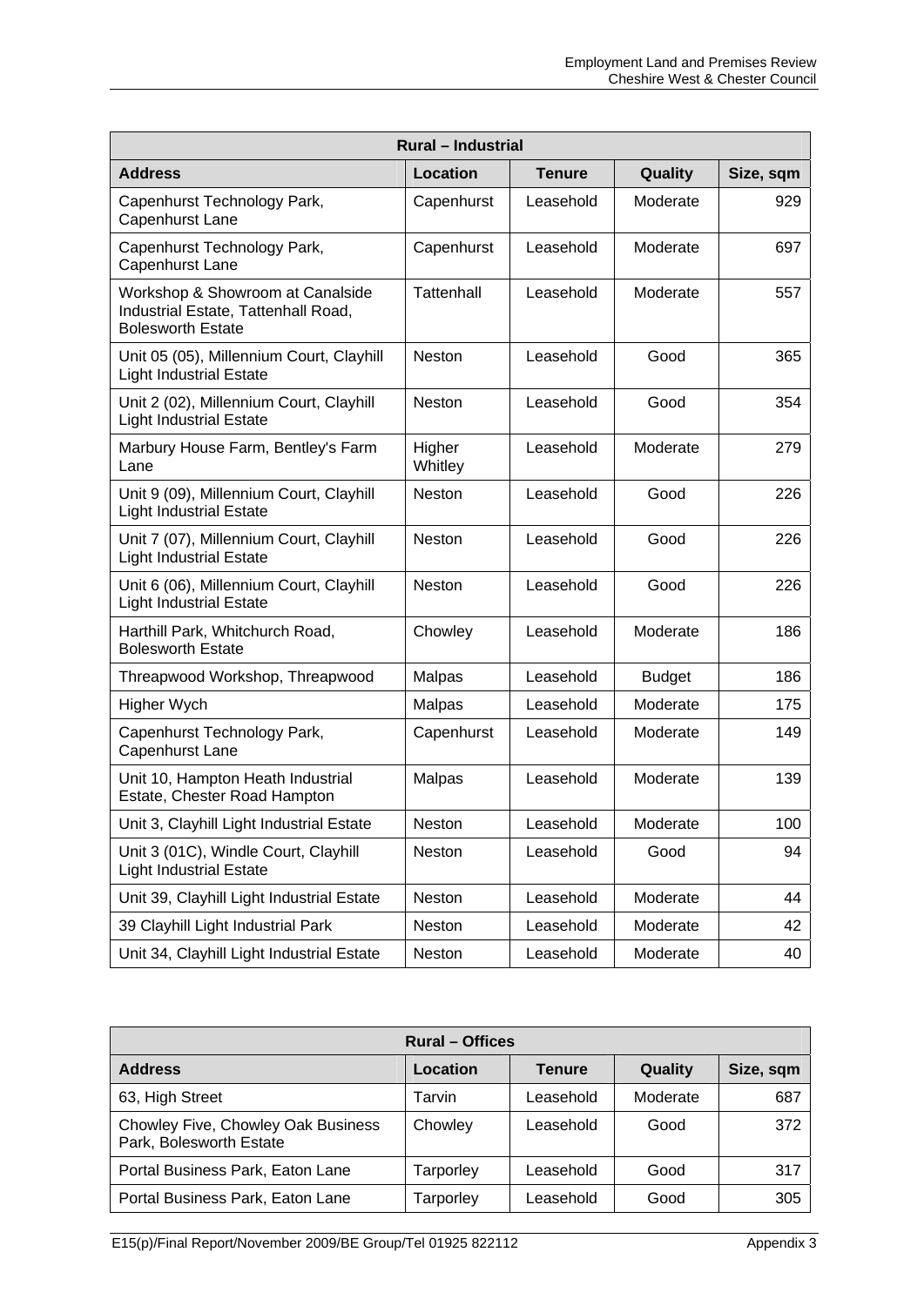| Rural – Industrial | | | | |
|---|---|---|---|---|
| **Address** | **Location** | **Tenure** | **Quality** | **Size, sqm** |
| Capenhurst Technology Park, Capenhurst Lane | Capenhurst | Leasehold | Moderate | 929 |
| Capenhurst Technology Park, Capenhurst Lane | Capenhurst | Leasehold | Moderate | 697 |
| Workshop & Showroom at Canalside Industrial Estate, Tattenhall Road, Bolesworth Estate | Tattenhall | Leasehold | Moderate | 557 |
| Unit 05 (05), Millennium Court, Clayhill Light Industrial Estate | Neston | Leasehold | Good | 365 |
| Unit 2 (02), Millennium Court, Clayhill Light Industrial Estate | Neston | Leasehold | Good | 354 |
| Marbury House Farm, Bentley's Farm Lane | Higher Whitley | Leasehold | Moderate | 279 |
| Unit 9 (09), Millennium Court, Clayhill Light Industrial Estate | Neston | Leasehold | Good | 226 |
| Unit 7 (07), Millennium Court, Clayhill Light Industrial Estate | Neston | Leasehold | Good | 226 |
| Unit 6 (06), Millennium Court, Clayhill Light Industrial Estate | Neston | Leasehold | Good | 226 |
| Harthill Park, Whitchurch Road, Bolesworth Estate | Chowley | Leasehold | Moderate | 186 |
| Threapwood Workshop, Threapwood | Malpas | Leasehold | Budget | 186 |
| Higher Wych | Malpas | Leasehold | Moderate | 175 |
| Capenhurst Technology Park, Capenhurst Lane | Capenhurst | Leasehold | Moderate | 149 |
| Unit 10, Hampton Heath Industrial Estate, Chester Road Hampton | Malpas | Leasehold | Moderate | 139 |
| Unit 3, Clayhill Light Industrial Estate | Neston | Leasehold | Moderate | 100 |
| Unit 3 (01C), Windle Court, Clayhill Light Industrial Estate | Neston | Leasehold | Good | 94 |
| Unit 39, Clayhill Light Industrial Estate | Neston | Leasehold | Moderate | 44 |
| 39 Clayhill Light Industrial Park | Neston | Leasehold | Moderate | 42 |
| Unit 34, Clayhill Light Industrial Estate | Neston | Leasehold | Moderate | 40 |

| Rural – Offices | | | | |
|---|---|---|---|---|
| **Address** | **Location** | **Tenure** | **Quality** | **Size, sqm** |
| 63, High Street | Tarvin | Leasehold | Moderate | 687 |
| Chowley Five, Chowley Oak Business Park, Bolesworth Estate | Chowley | Leasehold | Good | 372 |
| Portal Business Park, Eaton Lane | Tarporley | Leasehold | Good | 317 |
| Portal Business Park, Eaton Lane | Tarporley | Leasehold | Good | 305 |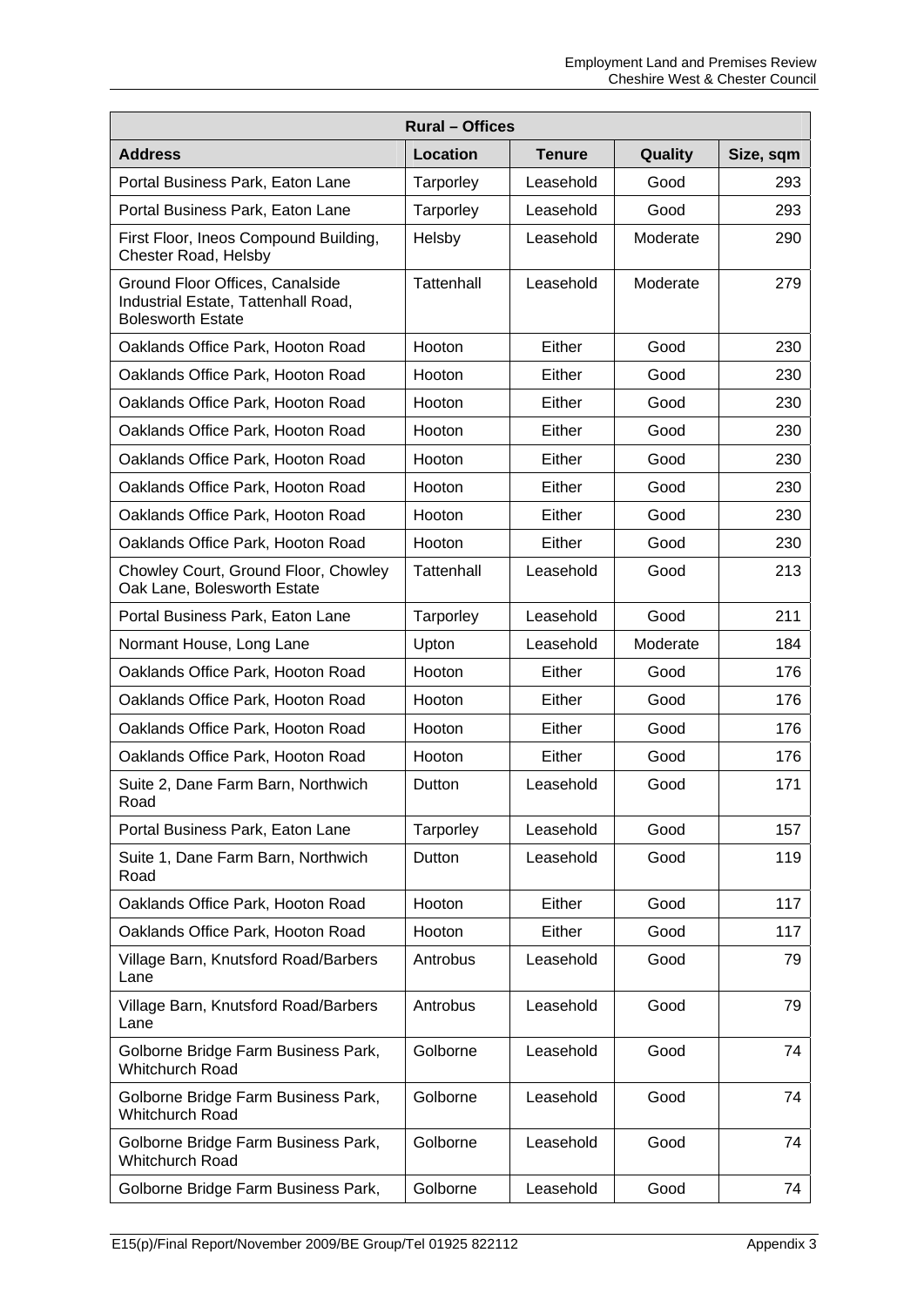| Rural – Offices | | | | |
|---|---|---|---|---|
| **Address** | **Location** | **Tenure** | **Quality** | **Size, sqm** |
| Portal Business Park, Eaton Lane | Tarporley | Leasehold | Good | 293 |
| Portal Business Park, Eaton Lane | Tarporley | Leasehold | Good | 293 |
| First Floor, Ineos Compound Building, Chester Road, Helsby | Helsby | Leasehold | Moderate | 290 |
| Ground Floor Offices, Canalside Industrial Estate, Tattenhall Road, Bolesworth Estate | Tattenhall | Leasehold | Moderate | 279 |
| Oaklands Office Park, Hooton Road | Hooton | Either | Good | 230 |
| Oaklands Office Park, Hooton Road | Hooton | Either | Good | 230 |
| Oaklands Office Park, Hooton Road | Hooton | Either | Good | 230 |
| Oaklands Office Park, Hooton Road | Hooton | Either | Good | 230 |
| Oaklands Office Park, Hooton Road | Hooton | Either | Good | 230 |
| Oaklands Office Park, Hooton Road | Hooton | Either | Good | 230 |
| Oaklands Office Park, Hooton Road | Hooton | Either | Good | 230 |
| Oaklands Office Park, Hooton Road | Hooton | Either | Good | 230 |
| Chowley Court, Ground Floor, Chowley Oak Lane, Bolesworth Estate | Tattenhall | Leasehold | Good | 213 |
| Portal Business Park, Eaton Lane | Tarporley | Leasehold | Good | 211 |
| Normant House, Long Lane | Upton | Leasehold | Moderate | 184 |
| Oaklands Office Park, Hooton Road | Hooton | Either | Good | 176 |
| Oaklands Office Park, Hooton Road | Hooton | Either | Good | 176 |
| Oaklands Office Park, Hooton Road | Hooton | Either | Good | 176 |
| Oaklands Office Park, Hooton Road | Hooton | Either | Good | 176 |
| Suite 2, Dane Farm Barn, Northwich Road | Dutton | Leasehold | Good | 171 |
| Portal Business Park, Eaton Lane | Tarporley | Leasehold | Good | 157 |
| Suite 1, Dane Farm Barn, Northwich Road | Dutton | Leasehold | Good | 119 |
| Oaklands Office Park, Hooton Road | Hooton | Either | Good | 117 |
| Oaklands Office Park, Hooton Road | Hooton | Either | Good | 117 |
| Village Barn, Knutsford Road/Barbers Lane | Antrobus | Leasehold | Good | 79 |
| Village Barn, Knutsford Road/Barbers Lane | Antrobus | Leasehold | Good | 79 |
| Golborne Bridge Farm Business Park, Whitchurch Road | Golborne | Leasehold | Good | 74 |
| Golborne Bridge Farm Business Park, Whitchurch Road | Golborne | Leasehold | Good | 74 |
| Golborne Bridge Farm Business Park, Whitchurch Road | Golborne | Leasehold | Good | 74 |
| Golborne Bridge Farm Business Park, | Golborne | Leasehold | Good | 74 |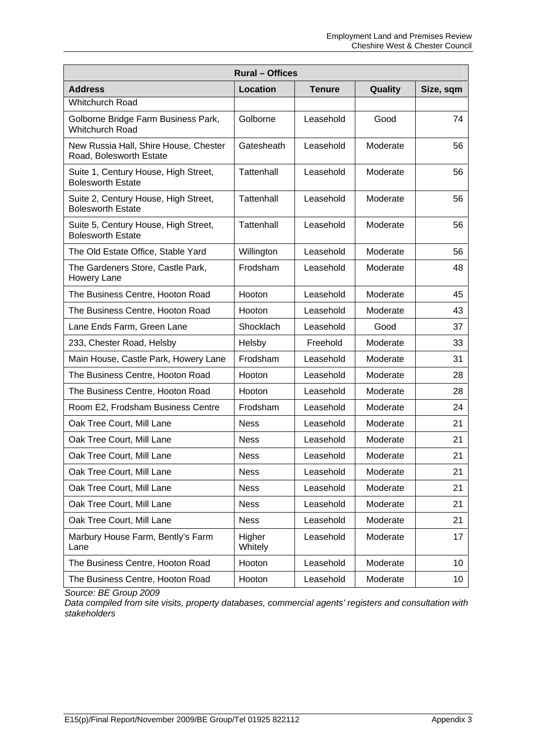| Rural – Offices | | | | |
|---|---|---|---|---|
| **Address** | **Location** | **Tenure** | **Quality** | **Size, sqm** |
| Whitchurch Road | | | | |
| Golborne Bridge Farm Business Park, Whitchurch Road | Golborne | Leasehold | Good | 74 |
| New Russia Hall, Shire House, Chester Road, Bolesworth Estate | Gatesheath | Leasehold | Moderate | 56 |
| Suite 1, Century House, High Street, Bolesworth Estate | Tattenhall | Leasehold | Moderate | 56 |
| Suite 2, Century House, High Street, Bolesworth Estate | Tattenhall | Leasehold | Moderate | 56 |
| Suite 5, Century House, High Street, Bolesworth Estate | Tattenhall | Leasehold | Moderate | 56 |
| The Old Estate Office, Stable Yard | Willington | Leasehold | Moderate | 56 |
| The Gardeners Store, Castle Park, Howery Lane | Frodsham | Leasehold | Moderate | 48 |
| The Business Centre, Hooton Road | Hooton | Leasehold | Moderate | 45 |
| The Business Centre, Hooton Road | Hooton | Leasehold | Moderate | 43 |
| Lane Ends Farm, Green Lane | Shocklach | Leasehold | Good | 37 |
| 233, Chester Road, Helsby | Helsby | Freehold | Moderate | 33 |
| Main House, Castle Park, Howery Lane | Frodsham | Leasehold | Moderate | 31 |
| The Business Centre, Hooton Road | Hooton | Leasehold | Moderate | 28 |
| The Business Centre, Hooton Road | Hooton | Leasehold | Moderate | 28 |
| Room E2, Frodsham Business Centre | Frodsham | Leasehold | Moderate | 24 |
| Oak Tree Court, Mill Lane | Ness | Leasehold | Moderate | 21 |
| Oak Tree Court, Mill Lane | Ness | Leasehold | Moderate | 21 |
| Oak Tree Court, Mill Lane | Ness | Leasehold | Moderate | 21 |
| Oak Tree Court, Mill Lane | Ness | Leasehold | Moderate | 21 |
| Oak Tree Court, Mill Lane | Ness | Leasehold | Moderate | 21 |
| Oak Tree Court, Mill Lane | Ness | Leasehold | Moderate | 21 |
| Oak Tree Court, Mill Lane | Ness | Leasehold | Moderate | 21 |
| Marbury House Farm, Bently's Farm Lane | Higher Whitely | Leasehold | Moderate | 17 |
| The Business Centre, Hooton Road | Hooton | Leasehold | Moderate | 10 |
| The Business Centre, Hooton Road | Hooton | Leasehold | Moderate | 10 |

*Source: BE Group 2009*

*Data compiled from site visits, property databases, commercial agents' registers and consultation with stakeholders*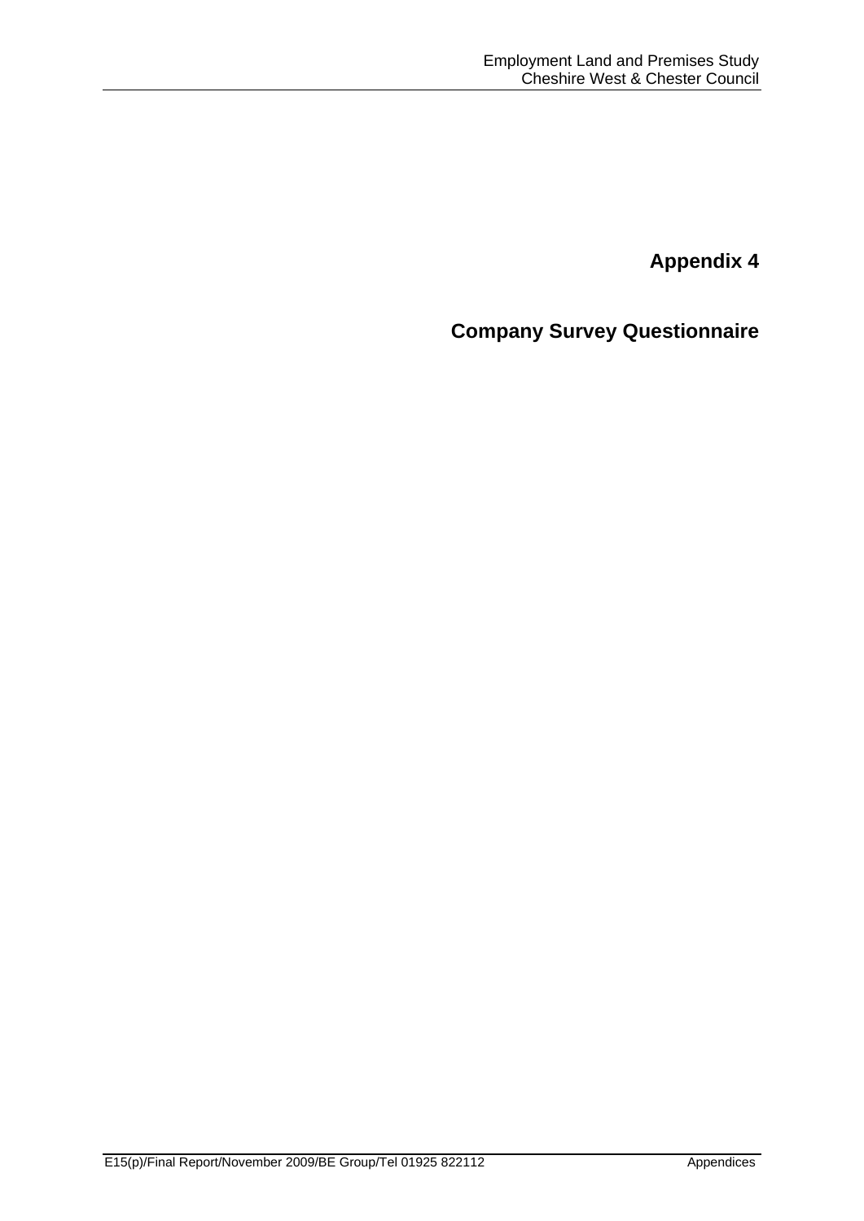# Appendix 4

# Company Survey Questionnaire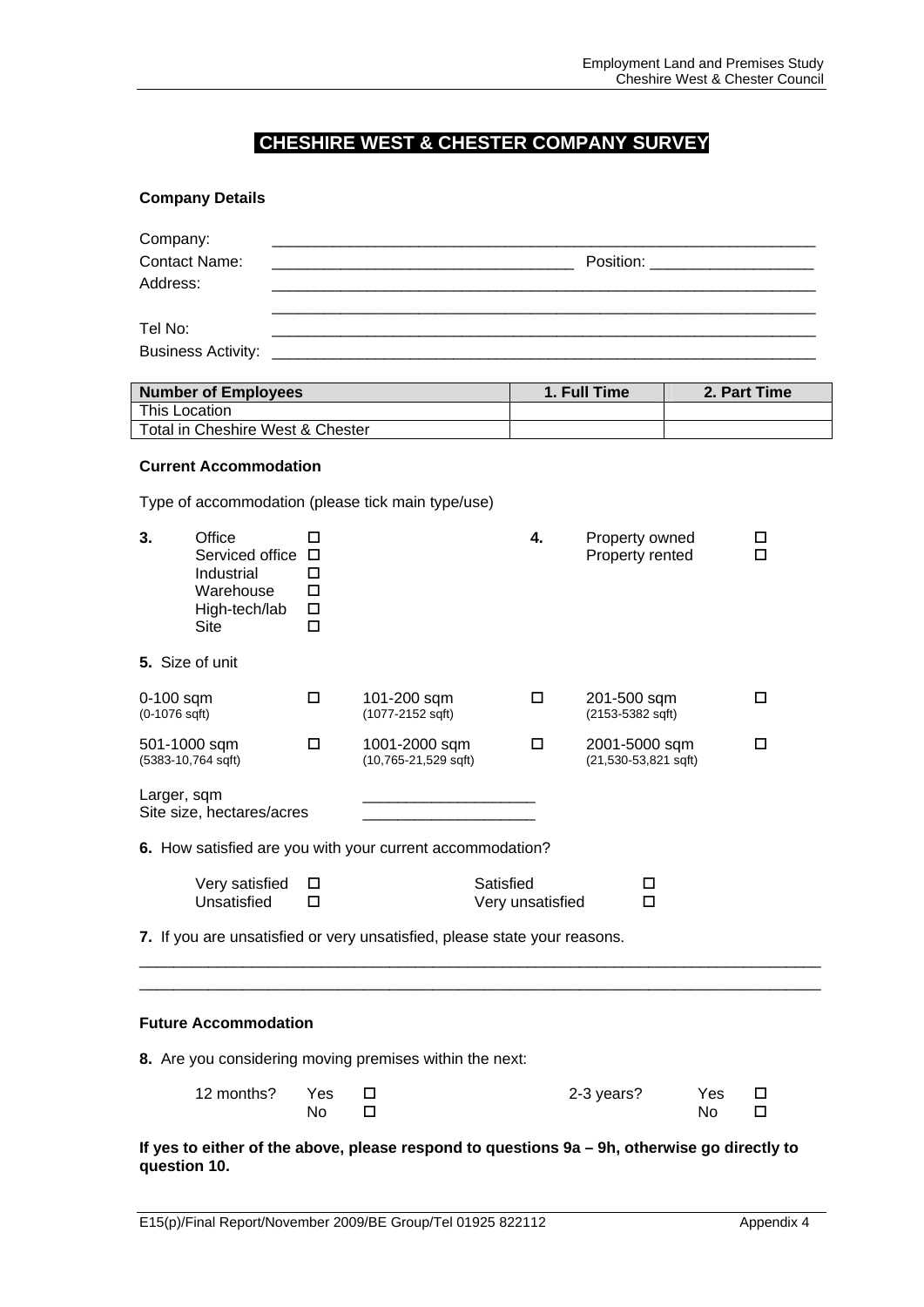# CHESHIRE WEST & CHESTER COMPANY SURVEY

**Company Details**

Company: ________________________________________________________________

Contact Name: ___________________________________ Position: __________________

Address: ________________________________________________________________

________________________________________________________________

Tel No: ________________________________________________________________

Business Activity: ________________________________________________________________

| Number of Employees | 1. Full Time | 2. Part Time |
|---|---|---|
| This Location | | |
| Total in Cheshire West & Chester | | |

**Current Accommodation**

Type of accommodation (please tick main type/use)

**3.**
- Office ☐
- Serviced office ☐
- Industrial ☐
- Warehouse ☐
- High-tech/lab ☐
- Site ☐

**4.**
- Property owned ☐
- Property rented ☐

**5.** Size of unit

| | | | | | |
|---|---|---|---|---|---|
| 0-100 sqm (0-1076 sqft) | ☐ | 101-200 sqm (1077-2152 sqft) | ☐ | 201-500 sqm (2153-5382 sqft) | ☐ |
| 501-1000 sqm (5383-10,764 sqft) | ☐ | 1001-2000 sqm (10,765-21,529 sqft) | ☐ | 2001-5000 sqm (21,530-53,821 sqft) | ☐ |

Larger, sqm ____________________

Site size, hectares/acres ____________________

**6.** How satisfied are you with your current accommodation?

- Very satisfied ☐
- Satisfied ☐
- Unsatisfied ☐
- Very unsatisfied ☐

**7.** If you are unsatisfied or very unsatisfied, please state your reasons.

________________________________________________________________________________

________________________________________________________________________________

**Future Accommodation**

**8.** Are you considering moving premises within the next:

12 months? Yes ☐ No ☐

2-3 years? Yes ☐ No ☐

**If yes to either of the above, please respond to questions 9a – 9h, otherwise go directly to question 10.**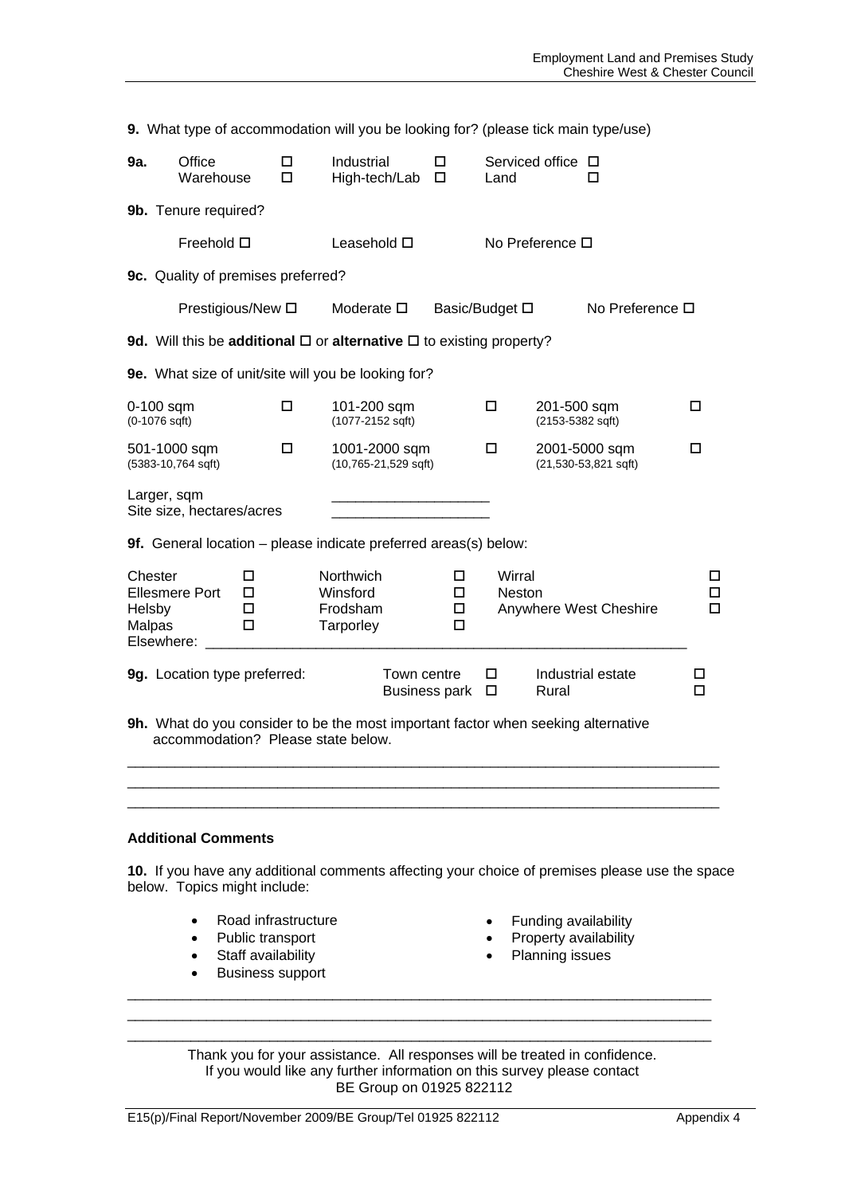**9.** What type of accommodation will you be looking for? (please tick main type/use)

**9a.**

| | | | | | |
|---|---|---|---|---|---|
| Office | ☐ | Industrial | ☐ | Serviced office | ☐ |
| Warehouse | ☐ | High-tech/Lab | ☐ | Land | ☐ |

**9b.** Tenure required?

Freehold ☐ Leasehold ☐ No Preference ☐

**9c.** Quality of premises preferred?

Prestigious/New ☐ Moderate ☐ Basic/Budget ☐ No Preference ☐

**9d.** Will this be **additional** ☐ or **alternative** ☐ to existing property?

**9e.** What size of unit/site will you be looking for?

| | | | | | |
|---|---|---|---|---|---|
| 0-100 sqm (0-1076 sqft) | ☐ | 101-200 sqm (1077-2152 sqft) | ☐ | 201-500 sqm (2153-5382 sqft) | ☐ |
| 501-1000 sqm (5383-10,764 sqft) | ☐ | 1001-2000 sqm (10,765-21,529 sqft) | ☐ | 2001-5000 sqm (21,530-53,821 sqft) | ☐ |

Larger, sqm ____________________

Site size, hectares/acres ____________________

**9f.** General location – please indicate preferred areas(s) below:

| | | | | | |
|---|---|---|---|---|---|
| Chester | ☐ | Northwich | ☐ | Wirral | ☐ |
| Ellesmere Port | ☐ | Winsford | ☐ | Neston | ☐ |
| Helsby | ☐ | Frodsham | ☐ | Anywhere West Cheshire | ☐ |
| Malpas | ☐ | Tarporley | ☐ | | |

Elsewhere: ______________________________________________________________

**9g.** Location type preferred:

| | | | |
|---|---|---|---|
| Town centre | ☐ | Industrial estate | ☐ |
| Business park | ☐ | Rural | ☐ |

**9h.** What do you consider to be the most important factor when seeking alternative accommodation? Please state below.

_____________________________________________________________________________
_____________________________________________________________________________
_____________________________________________________________________________

**Additional Comments**

**10.** If you have any additional comments affecting your choice of premises please use the space below. Topics might include:

- Road infrastructure
- Public transport
- Staff availability
- Business support
- Funding availability
- Property availability
- Planning issues

_____________________________________________________________________________
_____________________________________________________________________________
_____________________________________________________________________________

Thank you for your assistance. All responses will be treated in confidence.
If you would like any further information on this survey please contact
BE Group on 01925 822112